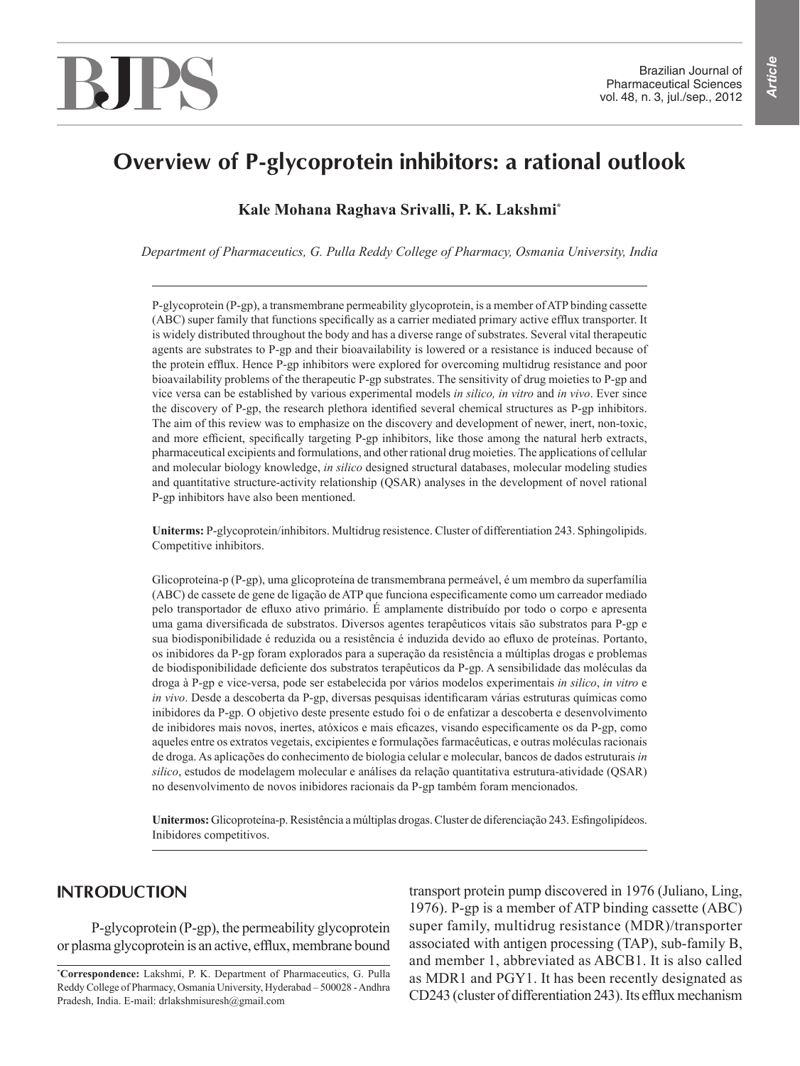# Overview of P-glycoprotein inhibitors: a rational outlook

**Kale Mohana Raghava Srivalli, P. K. Lakshmi***

*Department of Pharmaceutics, G. Pulla Reddy College of Pharmacy, Osmania University, India*

P-glycoprotein (P-gp), a transmembrane permeability glycoprotein, is a member of ATP binding cassette (ABC) super family that functions specifically as a carrier mediated primary active efflux transporter. It is widely distributed throughout the body and has a diverse range of substrates. Several vital therapeutic agents are substrates to P-gp and their bioavailability is lowered or a resistance is induced because of the protein efflux. Hence P-gp inhibitors were explored for overcoming multidrug resistance and poor bioavailability problems of the therapeutic P-gp substrates. The sensitivity of drug moieties to P-gp and vice versa can be established by various experimental models *in silico, in vitro* and *in vivo*. Ever since the discovery of P-gp, the research plethora identified several chemical structures as P-gp inhibitors. The aim of this review was to emphasize on the discovery and development of newer, inert, non-toxic, and more efficient, specifically targeting P-gp inhibitors, like those among the natural herb extracts, pharmaceutical excipients and formulations, and other rational drug moieties. The applications of cellular and molecular biology knowledge, *in silico* designed structural databases, molecular modeling studies and quantitative structure-activity relationship (QSAR) analyses in the development of novel rational P-gp inhibitors have also been mentioned.

**Uniterms:** P-glycoprotein/inhibitors. Multidrug resistence. Cluster of differentiation 243. Sphingolipids. Competitive inhibitors.

Glicoproteína-p (P-gp), uma glicoproteína de transmembrana permeável, é um membro da superfamília (ABC) de cassete de gene de ligação de ATP que funciona especificamente como um carreador mediado pelo transportador de efluxo ativo primário. É amplamente distribuído por todo o corpo e apresenta uma gama diversificada de substratos. Diversos agentes terapêuticos vitais são substratos para P-gp e sua biodisponibilidade é reduzida ou a resistência é induzida devido ao efluxo de proteínas. Portanto, os inibidores da P-gp foram explorados para a superação da resistência a múltiplas drogas e problemas de biodisponibilidade deficiente dos substratos terapêuticos da P-gp. A sensibilidade das moléculas da droga à P-gp e vice-versa, pode ser estabelecida por vários modelos experimentais *in silico*, *in vitro* e *in vivo*. Desde a descoberta da P-gp, diversas pesquisas identificaram várias estruturas químicas como inibidores da P-gp. O objetivo deste presente estudo foi o de enfatizar a descoberta e desenvolvimento de inibidores mais novos, inertes, atóxicos e mais eficazes, visando especificamente os da P-gp, como aqueles entre os extratos vegetais, excipientes e formulações farmacêuticas, e outras moléculas racionais de droga. As aplicações do conhecimento de biologia celular e molecular, bancos de dados estruturais *in silico*, estudos de modelagem molecular e análises da relação quantitativa estrutura-atividade (QSAR) no desenvolvimento de novos inibidores racionais da P-gp também foram mencionados.

**Unitermos:** Glicoproteína-p. Resistência a múltiplas drogas. Cluster de diferenciação 243. Esfingolipídeos. Inibidores competitivos.

## INTRODUCTION

P-glycoprotein (P-gp), the permeability glycoprotein or plasma glycoprotein is an active, efflux, membrane bound transport protein pump discovered in 1976 (Juliano, Ling, 1976). P-gp is a member of ATP binding cassette (ABC) super family, multidrug resistance (MDR)/transporter associated with antigen processing (TAP), sub-family B, and member 1, abbreviated as ABCB1. It is also called as MDR1 and PGY1. It has been recently designated as CD243 (cluster of differentiation 243). Its efflux mechanism

*Correspondence: Lakshmi, P. K. Department of Pharmaceutics, G. Pulla Reddy College of Pharmacy, Osmania University, Hyderabad – 500028 - Andhra Pradesh, India. E-mail: drlakshmisuresh@gmail.com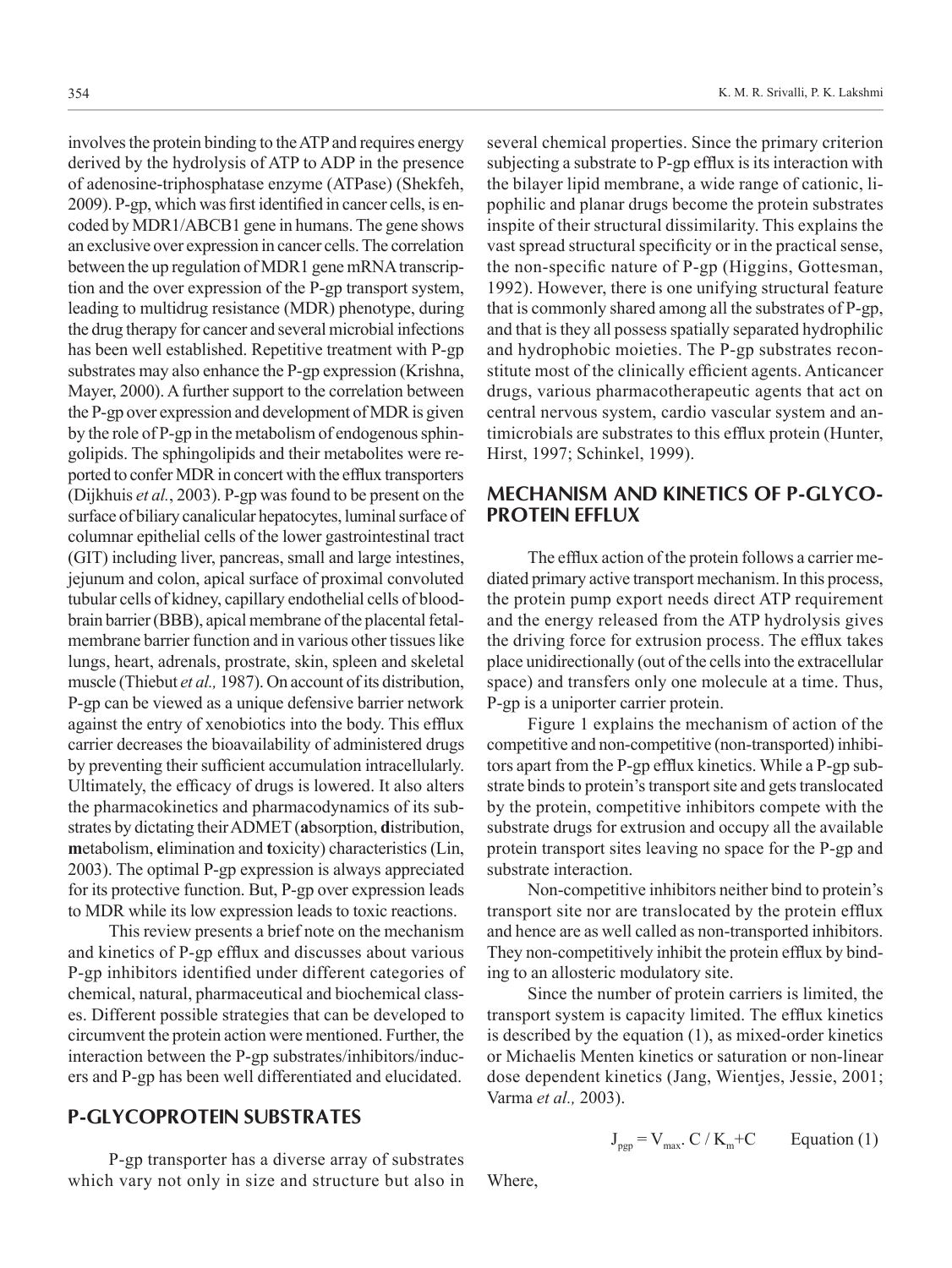involves the protein binding to the ATP and requires energy derived by the hydrolysis of ATP to ADP in the presence of adenosine-triphosphatase enzyme (ATPase) (Shekfeh, 2009). P-gp, which was first identified in cancer cells, is encoded by MDR1/ABCB1 gene in humans. The gene shows an exclusive over expression in cancer cells. The correlation between the up regulation of MDR1 gene mRNA transcription and the over expression of the P-gp transport system, leading to multidrug resistance (MDR) phenotype, during the drug therapy for cancer and several microbial infections has been well established. Repetitive treatment with P-gp substrates may also enhance the P-gp expression (Krishna, Mayer, 2000). A further support to the correlation between the P-gp over expression and development of MDR is given by the role of P-gp in the metabolism of endogenous sphingolipids. The sphingolipids and their metabolites were reported to confer MDR in concert with the efflux transporters (Dijkhuis *et al.*, 2003). P-gp was found to be present on the surface of biliary canalicular hepatocytes, luminal surface of columnar epithelial cells of the lower gastrointestinal tract (GIT) including liver, pancreas, small and large intestines, jejunum and colon, apical surface of proximal convoluted tubular cells of kidney, capillary endothelial cells of blood-brain barrier (BBB), apical membrane of the placental fetal-membrane barrier function and in various other tissues like lungs, heart, adrenals, prostrate, skin, spleen and skeletal muscle (Thiebut *et al.,* 1987). On account of its distribution, P-gp can be viewed as a unique defensive barrier network against the entry of xenobiotics into the body. This efflux carrier decreases the bioavailability of administered drugs by preventing their sufficient accumulation intracellularly. Ultimately, the efficacy of drugs is lowered. It also alters the pharmacokinetics and pharmacodynamics of its substrates by dictating their ADMET (**a**bsorption, **d**istribution, **m**etabolism, **e**limination and **t**oxicity) characteristics (Lin, 2003). The optimal P-gp expression is always appreciated for its protective function. But, P-gp over expression leads to MDR while its low expression leads to toxic reactions.

This review presents a brief note on the mechanism and kinetics of P-gp efflux and discusses about various P-gp inhibitors identified under different categories of chemical, natural, pharmaceutical and biochemical classes. Different possible strategies that can be developed to circumvent the protein action were mentioned. Further, the interaction between the P-gp substrates/inhibitors/inducers and P-gp has been well differentiated and elucidated.

## P-GLYCOPROTEIN SUBSTRATES

P-gp transporter has a diverse array of substrates which vary not only in size and structure but also in several chemical properties. Since the primary criterion subjecting a substrate to P-gp efflux is its interaction with the bilayer lipid membrane, a wide range of cationic, lipophilic and planar drugs become the protein substrates inspite of their structural dissimilarity. This explains the vast spread structural specificity or in the practical sense, the non-specific nature of P-gp (Higgins, Gottesman, 1992). However, there is one unifying structural feature that is commonly shared among all the substrates of P-gp, and that is they all possess spatially separated hydrophilic and hydrophobic moieties. The P-gp substrates reconstitute most of the clinically efficient agents. Anticancer drugs, various pharmacotherapeutic agents that act on central nervous system, cardio vascular system and antimicrobials are substrates to this efflux protein (Hunter, Hirst, 1997; Schinkel, 1999).

## MECHANISM AND KINETICS OF P-GLYCOPROTEIN EFFLUX

The efflux action of the protein follows a carrier mediated primary active transport mechanism. In this process, the protein pump export needs direct ATP requirement and the energy released from the ATP hydrolysis gives the driving force for extrusion process. The efflux takes place unidirectionally (out of the cells into the extracellular space) and transfers only one molecule at a time. Thus, P-gp is a uniporter carrier protein.

Figure 1 explains the mechanism of action of the competitive and non-competitive (non-transported) inhibitors apart from the P-gp efflux kinetics. While a P-gp substrate binds to protein's transport site and gets translocated by the protein, competitive inhibitors compete with the substrate drugs for extrusion and occupy all the available protein transport sites leaving no space for the P-gp and substrate interaction.

Non-competitive inhibitors neither bind to protein's transport site nor are translocated by the protein efflux and hence are as well called as non-transported inhibitors. They non-competitively inhibit the protein efflux by binding to an allosteric modulatory site.

Since the number of protein carriers is limited, the transport system is capacity limited. The efflux kinetics is described by the equation (1), as mixed-order kinetics or Michaelis Menten kinetics or saturation or non-linear dose dependent kinetics (Jang, Wientjes, Jessie, 2001; Varma *et al.,* 2003).

$$J_{pgp} = V_{max}. C / K_m + C \qquad \text{Equation (1)}$$

Where,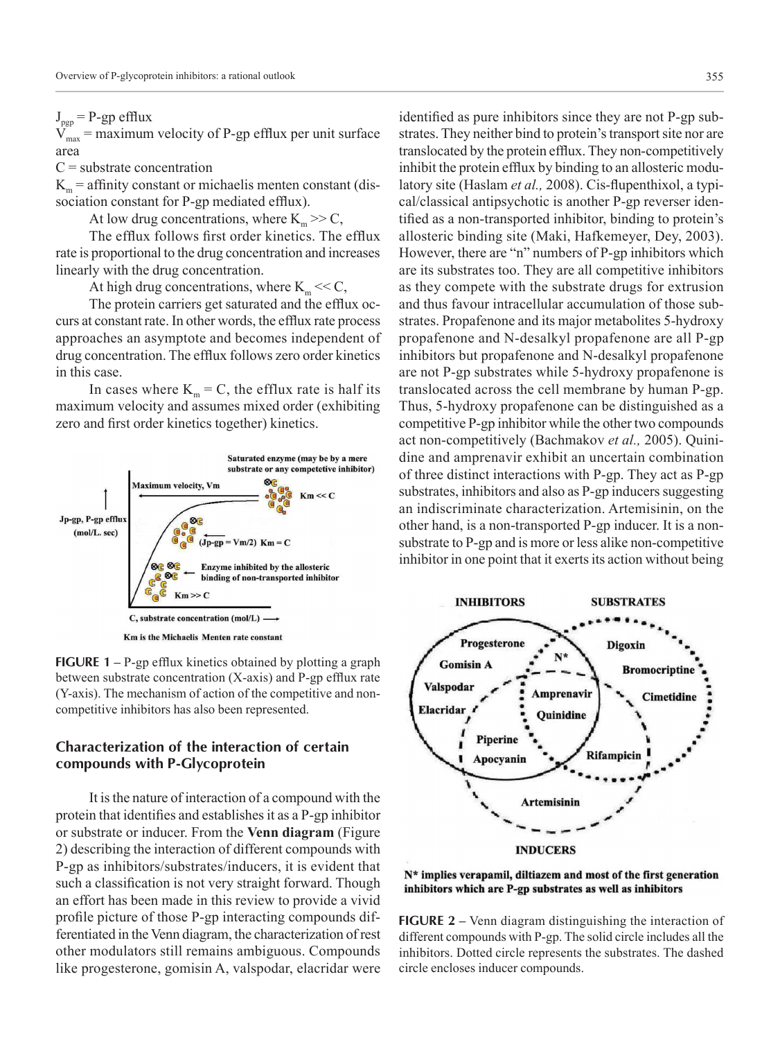$J_{pgp}$ = P-gp efflux

$V_{max}$ = maximum velocity of P-gp efflux per unit surface area

C = substrate concentration

$K_m$ = affinity constant or michaelis menten constant (dissociation constant for P-gp mediated efflux).

At low drug concentrations, where $K_m >> C$,

The efflux follows first order kinetics. The efflux rate is proportional to the drug concentration and increases linearly with the drug concentration.

At high drug concentrations, where $K_m << C$,

The protein carriers get saturated and the efflux occurs at constant rate. In other words, the efflux rate process approaches an asymptote and becomes independent of drug concentration. The efflux follows zero order kinetics in this case.

In cases where $K_m = C$, the efflux rate is half its maximum velocity and assumes mixed order (exhibiting zero and first order kinetics together) kinetics.

**FIGURE 1 –** P-gp efflux kinetics obtained by plotting a graph between substrate concentration (X-axis) and P-gp efflux rate (Y-axis). The mechanism of action of the competitive and non-competitive inhibitors has also been represented.

## Characterization of the interaction of certain compounds with P-Glycoprotein

It is the nature of interaction of a compound with the protein that identifies and establishes it as a P-gp inhibitor or substrate or inducer. From the **Venn diagram** (Figure 2) describing the interaction of different compounds with P-gp as inhibitors/substrates/inducers, it is evident that such a classification is not very straight forward. Though an effort has been made in this review to provide a vivid profile picture of those P-gp interacting compounds differentiated in the Venn diagram, the characterization of rest other modulators still remains ambiguous. Compounds like progesterone, gomisin A, valspodar, elacridar were identified as pure inhibitors since they are not P-gp substrates. They neither bind to protein's transport site nor are translocated by the protein efflux. They non-competitively inhibit the protein efflux by binding to an allosteric modulatory site (Haslam *et al.,* 2008). Cis-flupenthixol, a typical/classical antipsychotic is another P-gp reverser identified as a non-transported inhibitor, binding to protein's allosteric binding site (Maki, Hafkemeyer, Dey, 2003). However, there are "n" numbers of P-gp inhibitors which are its substrates too. They are all competitive inhibitors as they compete with the substrate drugs for extrusion and thus favour intracellular accumulation of those substrates. Propafenone and its major metabolites 5-hydroxy propafenone and N-desalkyl propafenone are all P-gp inhibitors but propafenone and N-desalkyl propafenone are not P-gp substrates while 5-hydroxy propafenone is translocated across the cell membrane by human P-gp. Thus, 5-hydroxy propafenone can be distinguished as a competitive P-gp inhibitor while the other two compounds act non-competitively (Bachmakov *et al.,* 2005). Quinidine and amprenavir exhibit an uncertain combination of three distinct interactions with P-gp. They act as P-gp substrates, inhibitors and also as P-gp inducers suggesting an indiscriminate characterization. Artemisinin, on the other hand, is a non-transported P-gp inducer. It is a non-substrate to P-gp and is more or less alike non-competitive inhibitor in one point that it exerts its action without being

**FIGURE 2 –** Venn diagram distinguishing the interaction of different compounds with P-gp. The solid circle includes all the inhibitors. Dotted circle represents the substrates. The dashed circle encloses inducer compounds.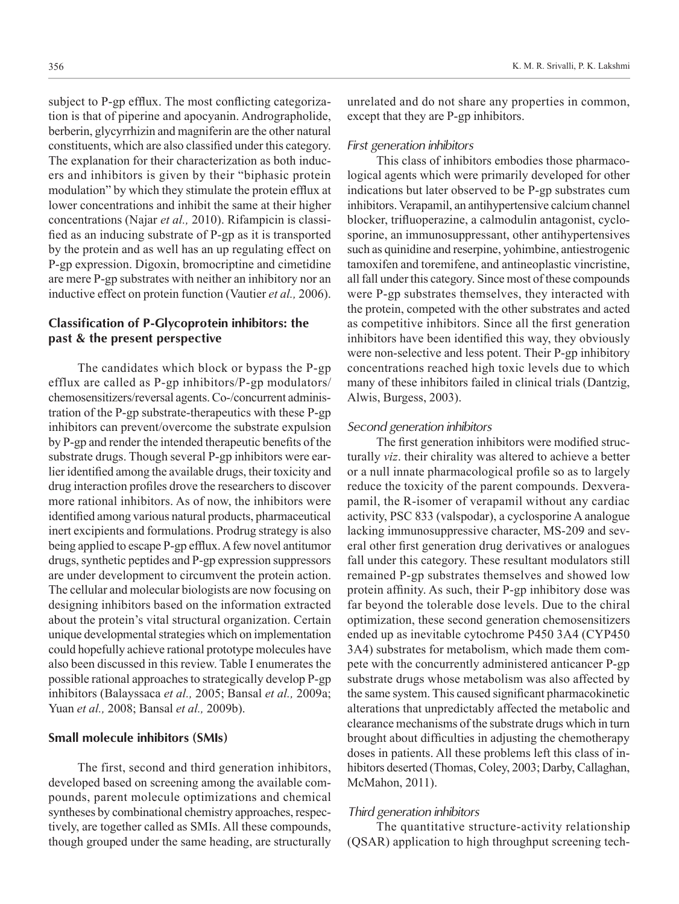subject to P-gp efflux. The most conflicting categorization is that of piperine and apocyanin. Andrographolide, berberin, glycyrrhizin and magniferin are the other natural constituents, which are also classified under this category. The explanation for their characterization as both inducers and inhibitors is given by their "biphasic protein modulation" by which they stimulate the protein efflux at lower concentrations and inhibit the same at their higher concentrations (Najar *et al.,* 2010). Rifampicin is classified as an inducing substrate of P-gp as it is transported by the protein and as well has an up regulating effect on P-gp expression. Digoxin, bromocriptine and cimetidine are mere P-gp substrates with neither an inhibitory nor an inductive effect on protein function (Vautier *et al.,* 2006).

## Classification of P-Glycoprotein inhibitors: the past & the present perspective

The candidates which block or bypass the P-gp efflux are called as P-gp inhibitors/P-gp modulators/chemosensitizers/reversal agents. Co-/concurrent administration of the P-gp substrate-therapeutics with these P-gp inhibitors can prevent/overcome the substrate expulsion by P-gp and render the intended therapeutic benefits of the substrate drugs. Though several P-gp inhibitors were earlier identified among the available drugs, their toxicity and drug interaction profiles drove the researchers to discover more rational inhibitors. As of now, the inhibitors were identified among various natural products, pharmaceutical inert excipients and formulations. Prodrug strategy is also being applied to escape P-gp efflux. A few novel antitumor drugs, synthetic peptides and P-gp expression suppressors are under development to circumvent the protein action. The cellular and molecular biologists are now focusing on designing inhibitors based on the information extracted about the protein's vital structural organization. Certain unique developmental strategies which on implementation could hopefully achieve rational prototype molecules have also been discussed in this review. Table I enumerates the possible rational approaches to strategically develop P-gp inhibitors (Balayssaca *et al.,* 2005; Bansal *et al.,* 2009a; Yuan *et al.,* 2008; Bansal *et al.,* 2009b).

## Small molecule inhibitors (SMIs)

The first, second and third generation inhibitors, developed based on screening among the available compounds, parent molecule optimizations and chemical syntheses by combinational chemistry approaches, respectively, are together called as SMIs. All these compounds, though grouped under the same heading, are structurally unrelated and do not share any properties in common, except that they are P-gp inhibitors.

### *First generation inhibitors*

This class of inhibitors embodies those pharmacological agents which were primarily developed for other indications but later observed to be P-gp substrates cum inhibitors. Verapamil, an antihypertensive calcium channel blocker, trifluoperazine, a calmodulin antagonist, cyclosporine, an immunosuppressant, other antihypertensives such as quinidine and reserpine, yohimbine, antiestrogenic tamoxifen and toremifene, and antineoplastic vincristine, all fall under this category. Since most of these compounds were P-gp substrates themselves, they interacted with the protein, competed with the other substrates and acted as competitive inhibitors. Since all the first generation inhibitors have been identified this way, they obviously were non-selective and less potent. Their P-gp inhibitory concentrations reached high toxic levels due to which many of these inhibitors failed in clinical trials (Dantzig, Alwis, Burgess, 2003).

### *Second generation inhibitors*

The first generation inhibitors were modified structurally *viz*. their chirality was altered to achieve a better or a null innate pharmacological profile so as to largely reduce the toxicity of the parent compounds. Dexverapamil, the R-isomer of verapamil without any cardiac activity, PSC 833 (valspodar), a cyclosporine A analogue lacking immunosuppressive character, MS-209 and several other first generation drug derivatives or analogues fall under this category. These resultant modulators still remained P-gp substrates themselves and showed low protein affinity. As such, their P-gp inhibitory dose was far beyond the tolerable dose levels. Due to the chiral optimization, these second generation chemosensitizers ended up as inevitable cytochrome P450 3A4 (CYP450 3A4) substrates for metabolism, which made them compete with the concurrently administered anticancer P-gp substrate drugs whose metabolism was also affected by the same system. This caused significant pharmacokinetic alterations that unpredictably affected the metabolic and clearance mechanisms of the substrate drugs which in turn brought about difficulties in adjusting the chemotherapy doses in patients. All these problems left this class of inhibitors deserted (Thomas, Coley, 2003; Darby, Callaghan, McMahon, 2011).

### *Third generation inhibitors*

The quantitative structure-activity relationship (QSAR) application to high throughput screening tech-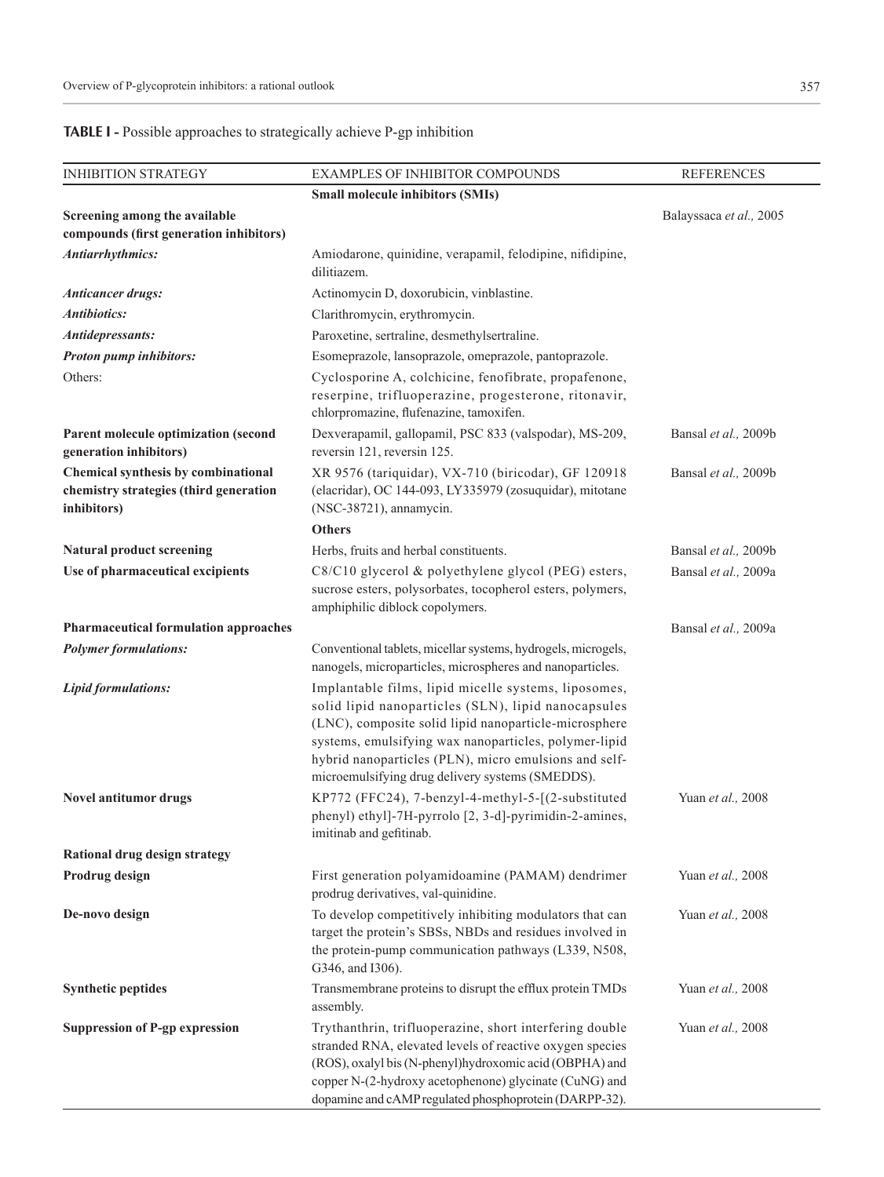**TABLE I -** Possible approaches to strategically achieve P-gp inhibition

| INHIBITION STRATEGY | EXAMPLES OF INHIBITOR COMPOUNDS | REFERENCES |
|---|---|---|
| | **Small molecule inhibitors (SMIs)** | |
| **Screening among the available compounds (first generation inhibitors)** | | Balayssaca *et al.,* 2005 |
| ***Antiarrhythmics:*** | Amiodarone, quinidine, verapamil, felodipine, nifidipine, dilitiazem. | |
| ***Anticancer drugs:*** | Actinomycin D, doxorubicin, vinblastine. | |
| ***Antibiotics:*** | Clarithromycin, erythromycin. | |
| ***Antidepressants:*** | Paroxetine, sertraline, desmethylsertraline. | |
| ***Proton pump inhibitors:*** | Esomeprazole, lansoprazole, omeprazole, pantoprazole. | |
| Others: | Cyclosporine A, colchicine, fenofibrate, propafenone, reserpine, trifluoperazine, progesterone, ritonavir, chlorpromazine, flufenazine, tamoxifen. | |
| **Parent molecule optimization (second generation inhibitors)** | Dexverapamil, gallopamil, PSC 833 (valspodar), MS-209, reversin 121, reversin 125. | Bansal *et al.,* 2009b |
| **Chemical synthesis by combinational chemistry strategies (third generation inhibitors)** | XR 9576 (tariquidar), VX-710 (biricodar), GF 120918 (elacridar), OC 144-093, LY335979 (zosuquidar), mitotane (NSC-38721), annamycin. | Bansal *et al.,* 2009b |
| | **Others** | |
| **Natural product screening** | Herbs, fruits and herbal constituents. | Bansal *et al.,* 2009b |
| **Use of pharmaceutical excipients** | C8/C10 glycerol & polyethylene glycol (PEG) esters, sucrose esters, polysorbates, tocopherol esters, polymers, amphiphilic diblock copolymers. | Bansal *et al.,* 2009a |
| **Pharmaceutical formulation approaches** | | Bansal *et al.,* 2009a |
| ***Polymer formulations:*** | Conventional tablets, micellar systems, hydrogels, microgels, nanogels, microparticles, microspheres and nanoparticles. | |
| ***Lipid formulations:*** | Implantable films, lipid micelle systems, liposomes, solid lipid nanoparticles (SLN), lipid nanocapsules (LNC), composite solid lipid nanoparticle-microsphere systems, emulsifying wax nanoparticles, polymer-lipid hybrid nanoparticles (PLN), micro emulsions and self-microemulsifying drug delivery systems (SMEDDS). | |
| **Novel antitumor drugs** | KP772 (FFC24), 7-benzyl-4-methyl-5-[(2-substituted phenyl) ethyl]-7H-pyrrolo [2, 3-d]-pyrimidin-2-amines, imitinab and gefitinab. | Yuan *et al.,* 2008 |
| **Rational drug design strategy** | | |
| **Prodrug design** | First generation polyamidoamine (PAMAM) dendrimer prodrug derivatives, val-quinidine. | Yuan *et al.,* 2008 |
| **De-novo design** | To develop competitively inhibiting modulators that can target the protein's SBSs, NBDs and residues involved in the protein-pump communication pathways (L339, N508, G346, and I306). | Yuan *et al.,* 2008 |
| **Synthetic peptides** | Transmembrane proteins to disrupt the efflux protein TMDs assembly. | Yuan *et al.,* 2008 |
| **Suppression of P-gp expression** | Trythanthrin, trifluoperazine, short interfering double stranded RNA, elevated levels of reactive oxygen species (ROS), oxalyl bis (N-phenyl)hydroxomic acid (OBPHA) and copper N-(2-hydroxy acetophenone) glycinate (CuNG) and dopamine and cAMP regulated phosphoprotein (DARPP-32). | Yuan *et al.,* 2008 |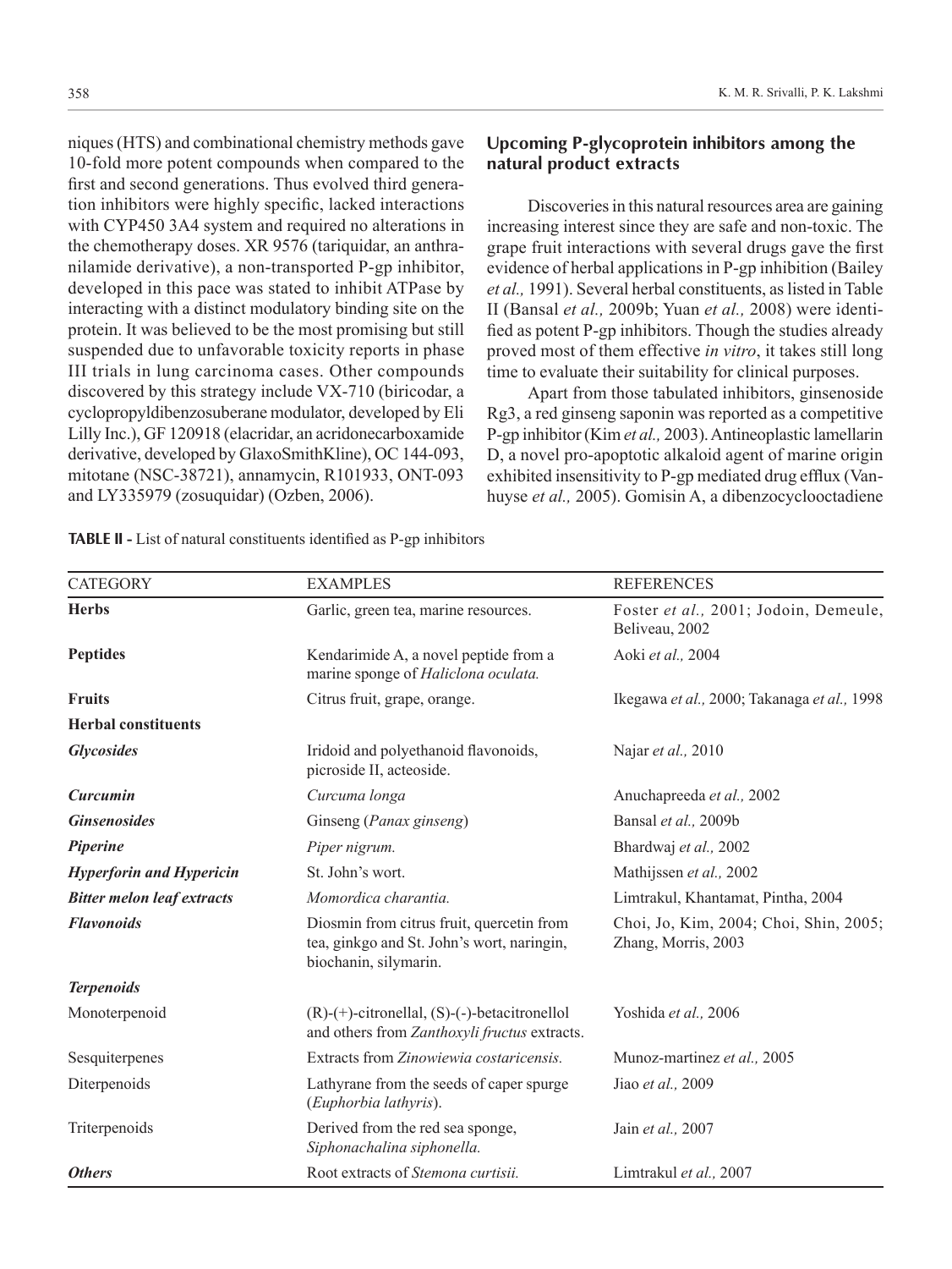niques (HTS) and combinational chemistry methods gave 10-fold more potent compounds when compared to the first and second generations. Thus evolved third generation inhibitors were highly specific, lacked interactions with CYP450 3A4 system and required no alterations in the chemotherapy doses. XR 9576 (tariquidar, an anthranilamide derivative), a non-transported P-gp inhibitor, developed in this pace was stated to inhibit ATPase by interacting with a distinct modulatory binding site on the protein. It was believed to be the most promising but still suspended due to unfavorable toxicity reports in phase III trials in lung carcinoma cases. Other compounds discovered by this strategy include VX-710 (biricodar, a cyclopropyldibenzosuberane modulator, developed by Eli Lilly Inc.), GF 120918 (elacridar, an acridonecarboxamide derivative, developed by GlaxoSmithKline), OC 144-093, mitotane (NSC-38721), annamycin, R101933, ONT-093 and LY335979 (zosuquidar) (Ozben, 2006).

## Upcoming P-glycoprotein inhibitors among the natural product extracts

Discoveries in this natural resources area are gaining increasing interest since they are safe and non-toxic. The grape fruit interactions with several drugs gave the first evidence of herbal applications in P-gp inhibition (Bailey *et al.,* 1991). Several herbal constituents, as listed in Table II (Bansal *et al.,* 2009b; Yuan *et al.,* 2008) were identified as potent P-gp inhibitors. Though the studies already proved most of them effective *in vitro*, it takes still long time to evaluate their suitability for clinical purposes.

Apart from those tabulated inhibitors, ginsenoside Rg3, a red ginseng saponin was reported as a competitive P-gp inhibitor (Kim *et al.,* 2003). Antineoplastic lamellarin D, a novel pro-apoptotic alkaloid agent of marine origin exhibited insensitivity to P-gp mediated drug efflux (Vanhuyse *et al.,* 2005). Gomisin A, a dibenzocyclooctadiene

**TABLE II -** List of natural constituents identified as P-gp inhibitors

| CATEGORY | EXAMPLES | REFERENCES |
|---|---|---|
| **Herbs** | Garlic, green tea, marine resources. | Foster *et al.,* 2001; Jodoin, Demeule, Beliveau, 2002 |
| **Peptides** | Kendarimide A, a novel peptide from a marine sponge of *Haliclona oculata.* | Aoki *et al.,* 2004 |
| **Fruits** | Citrus fruit, grape, orange. | Ikegawa *et al.,* 2000; Takanaga *et al.,* 1998 |
| **Herbal constituents** | | |
| ***Glycosides*** | Iridoid and polyethanoid flavonoids, picroside II, acteoside. | Najar *et al.,* 2010 |
| ***Curcumin*** | *Curcuma longa* | Anuchapreeda *et al.,* 2002 |
| ***Ginsenosides*** | Ginseng (*Panax ginseng*) | Bansal *et al.,* 2009b |
| ***Piperine*** | *Piper nigrum.* | Bhardwaj *et al.,* 2002 |
| ***Hyperforin and Hypericin*** | St. John's wort. | Mathijssen *et al.,* 2002 |
| ***Bitter melon leaf extracts*** | *Momordica charantia.* | Limtrakul, Khantamat, Pintha, 2004 |
| ***Flavonoids*** | Diosmin from citrus fruit, quercetin from tea, ginkgo and St. John's wort, naringin, biochanin, silymarin. | Choi, Jo, Kim, 2004; Choi, Shin, 2005; Zhang, Morris, 2003 |
| ***Terpenoids*** | | |
| Monoterpenoid | (R)-(+)-citronellal, (S)-(-)-betacitronellol and others from *Zanthoxyli fructus* extracts. | Yoshida *et al.,* 2006 |
| Sesquiterpenes | Extracts from *Zinowiewia costaricensis.* | Munoz-martinez *et al.,* 2005 |
| Diterpenoids | Lathyrane from the seeds of caper spurge (*Euphorbia lathyris*). | Jiao *et al.,* 2009 |
| Triterpenoids | Derived from the red sea sponge, *Siphonachalina siphonella.* | Jain *et al.,* 2007 |
| ***Others*** | Root extracts of *Stemona curtisii.* | Limtrakul *et al.,* 2007 |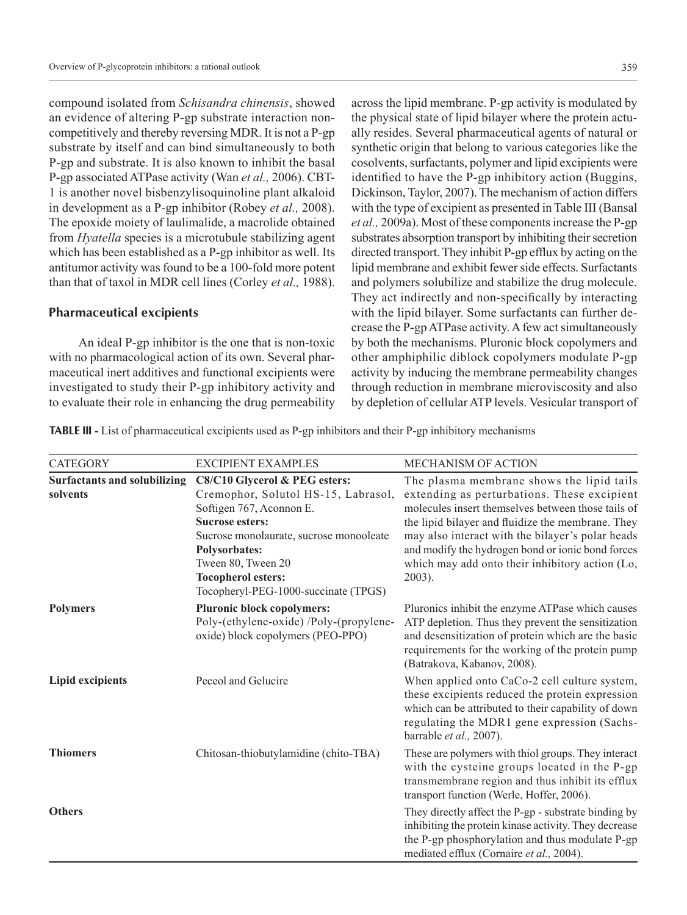compound isolated from *Schisandra chinensis*, showed an evidence of altering P-gp substrate interaction non-competitively and thereby reversing MDR. It is not a P-gp substrate by itself and can bind simultaneously to both P-gp and substrate. It is also known to inhibit the basal P-gp associated ATPase activity (Wan *et al.,* 2006). CBT-1 is another novel bisbenzylisoquinoline plant alkaloid in development as a P-gp inhibitor (Robey *et al.,* 2008). The epoxide moiety of laulimalide, a macrolide obtained from *Hyatella* species is a microtubule stabilizing agent which has been established as a P-gp inhibitor as well. Its antitumor activity was found to be a 100-fold more potent than that of taxol in MDR cell lines (Corley *et al.,* 1988).

### Pharmaceutical excipients

An ideal P-gp inhibitor is the one that is non-toxic with no pharmacological action of its own. Several pharmaceutical inert additives and functional excipients were investigated to study their P-gp inhibitory activity and to evaluate their role in enhancing the drug permeability across the lipid membrane. P-gp activity is modulated by the physical state of lipid bilayer where the protein actually resides. Several pharmaceutical agents of natural or synthetic origin that belong to various categories like the cosolvents, surfactants, polymer and lipid excipients were identified to have the P-gp inhibitory action (Buggins, Dickinson, Taylor, 2007). The mechanism of action differs with the type of excipient as presented in Table III (Bansal *et al.,* 2009a). Most of these components increase the P-gp substrates absorption transport by inhibiting their secretion directed transport. They inhibit P-gp efflux by acting on the lipid membrane and exhibit fewer side effects. Surfactants and polymers solubilize and stabilize the drug molecule. They act indirectly and non-specifically by interacting with the lipid bilayer. Some surfactants can further decrease the P-gp ATPase activity. A few act simultaneously by both the mechanisms. Pluronic block copolymers and other amphiphilic diblock copolymers modulate P-gp activity by inducing the membrane permeability changes through reduction in membrane microviscosity and also by depletion of cellular ATP levels. Vesicular transport of

**TABLE III -** List of pharmaceutical excipients used as P-gp inhibitors and their P-gp inhibitory mechanisms

| CATEGORY | EXCIPIENT EXAMPLES | MECHANISM OF ACTION |
|---|---|---|
| **Surfactants and solubilizing solvents** | **C8/C10 Glycerol & PEG esters:** Cremophor, Solutol HS-15, Labrasol, Softigen 767, Aconnon E. **Sucrose esters:** Sucrose monolaurate, sucrose monooleate **Polysorbates:** Tween 80, Tween 20 **Tocopherol esters:** Tocopheryl-PEG-1000-succinate (TPGS) | The plasma membrane shows the lipid tails extending as perturbations. These excipient molecules insert themselves between those tails of the lipid bilayer and fluidize the membrane. They may also interact with the bilayer's polar heads and modify the hydrogen bond or ionic bond forces which may add onto their inhibitory action (Lo, 2003). |
| **Polymers** | **Pluronic block copolymers:** Poly-(ethylene-oxide) /Poly-(propylene-oxide) block copolymers (PEO-PPO) | Pluronics inhibit the enzyme ATPase which causes ATP depletion. Thus they prevent the sensitization and desensitization of protein which are the basic requirements for the working of the protein pump (Batrakova, Kabanov, 2008). |
| **Lipid excipients** | Peceol and Gelucire | When applied onto CaCo-2 cell culture system, these excipients reduced the protein expression which can be attributed to their capability of down regulating the MDR1 gene expression (Sachs-barrable *et al.,* 2007). |
| **Thiomers** | Chitosan-thiobutylamidine (chito-TBA) | These are polymers with thiol groups. They interact with the cysteine groups located in the P-gp transmembrane region and thus inhibit its efflux transport function (Werle, Hoffer, 2006). |
| **Others** | | They directly affect the P-gp - substrate binding by inhibiting the protein kinase activity. They decrease the P-gp phosphorylation and thus modulate P-gp mediated efflux (Cornaire *et al.,* 2004). |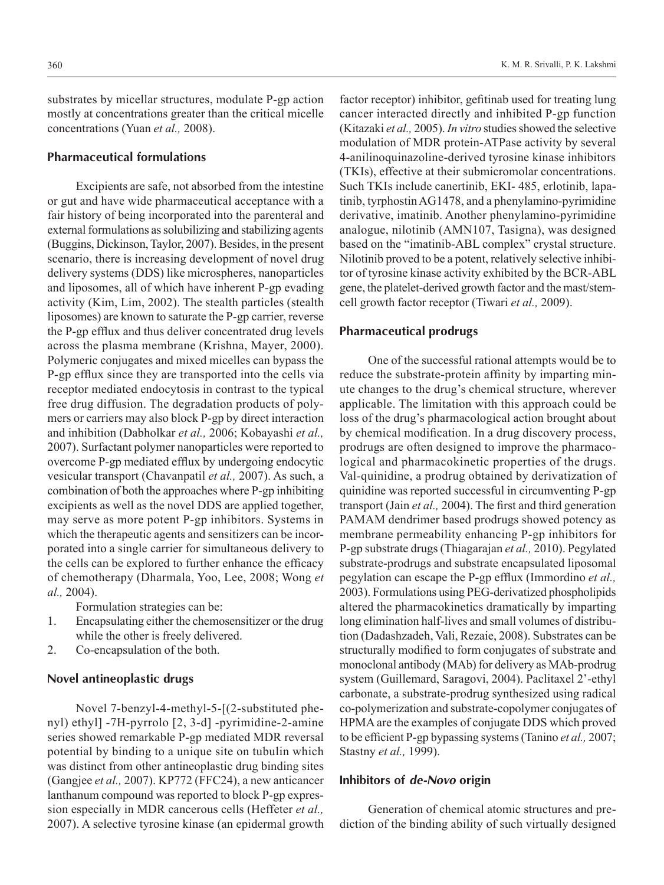substrates by micellar structures, modulate P-gp action mostly at concentrations greater than the critical micelle concentrations (Yuan *et al.,* 2008).

### Pharmaceutical formulations

Excipients are safe, not absorbed from the intestine or gut and have wide pharmaceutical acceptance with a fair history of being incorporated into the parenteral and external formulations as solubilizing and stabilizing agents (Buggins, Dickinson, Taylor, 2007). Besides, in the present scenario, there is increasing development of novel drug delivery systems (DDS) like microspheres, nanoparticles and liposomes, all of which have inherent P-gp evading activity (Kim, Lim, 2002). The stealth particles (stealth liposomes) are known to saturate the P-gp carrier, reverse the P-gp efflux and thus deliver concentrated drug levels across the plasma membrane (Krishna, Mayer, 2000). Polymeric conjugates and mixed micelles can bypass the P-gp efflux since they are transported into the cells via receptor mediated endocytosis in contrast to the typical free drug diffusion. The degradation products of polymers or carriers may also block P-gp by direct interaction and inhibition (Dabholkar *et al.,* 2006; Kobayashi *et al.,* 2007). Surfactant polymer nanoparticles were reported to overcome P-gp mediated efflux by undergoing endocytic vesicular transport (Chavanpatil *et al.,* 2007). As such, a combination of both the approaches where P-gp inhibiting excipients as well as the novel DDS are applied together, may serve as more potent P-gp inhibitors. Systems in which the therapeutic agents and sensitizers can be incorporated into a single carrier for simultaneous delivery to the cells can be explored to further enhance the efficacy of chemotherapy (Dharmala, Yoo, Lee, 2008; Wong *et al.,* 2004).

Formulation strategies can be:

1. Encapsulating either the chemosensitizer or the drug while the other is freely delivered.
2. Co-encapsulation of the both.

### Novel antineoplastic drugs

Novel 7-benzyl-4-methyl-5-[(2-substituted phenyl) ethyl] -7H-pyrrolo [2, 3-d] -pyrimidine-2-amine series showed remarkable P-gp mediated MDR reversal potential by binding to a unique site on tubulin which was distinct from other antineoplastic drug binding sites (Gangjee *et al.,* 2007). KP772 (FFC24), a new anticancer lanthanum compound was reported to block P-gp expression especially in MDR cancerous cells (Heffeter *et al.,* 2007). A selective tyrosine kinase (an epidermal growth factor receptor) inhibitor, gefitinab used for treating lung cancer interacted directly and inhibited P-gp function (Kitazaki *et al.,* 2005). *In vitro* studies showed the selective modulation of MDR protein-ATPase activity by several 4-anilinoquinazoline-derived tyrosine kinase inhibitors (TKIs), effective at their submicromolar concentrations. Such TKIs include canertinib, EKI- 485, erlotinib, lapatinib, tyrphostin AG1478, and a phenylamino-pyrimidine derivative, imatinib. Another phenylamino-pyrimidine analogue, nilotinib (AMN107, Tasigna), was designed based on the "imatinib-ABL complex" crystal structure. Nilotinib proved to be a potent, relatively selective inhibitor of tyrosine kinase activity exhibited by the BCR-ABL gene, the platelet-derived growth factor and the mast/stem-cell growth factor receptor (Tiwari *et al.,* 2009).

### Pharmaceutical prodrugs

One of the successful rational attempts would be to reduce the substrate-protein affinity by imparting minute changes to the drug's chemical structure, wherever applicable. The limitation with this approach could be loss of the drug's pharmacological action brought about by chemical modification. In a drug discovery process, prodrugs are often designed to improve the pharmacological and pharmacokinetic properties of the drugs. Val-quinidine, a prodrug obtained by derivatization of quinidine was reported successful in circumventing P-gp transport (Jain *et al.,* 2004). The first and third generation PAMAM dendrimer based prodrugs showed potency as membrane permeability enhancing P-gp inhibitors for P-gp substrate drugs (Thiagarajan *et al.,* 2010). Pegylated substrate-prodrugs and substrate encapsulated liposomal pegylation can escape the P-gp efflux (Immordino *et al.,* 2003). Formulations using PEG-derivatized phospholipids altered the pharmacokinetics dramatically by imparting long elimination half-lives and small volumes of distribution (Dadashzadeh, Vali, Rezaie, 2008). Substrates can be structurally modified to form conjugates of substrate and monoclonal antibody (MAb) for delivery as MAb-prodrug system (Guillemard, Saragovi, 2004). Paclitaxel 2'-ethyl carbonate, a substrate-prodrug synthesized using radical co-polymerization and substrate-copolymer conjugates of HPMA are the examples of conjugate DDS which proved to be efficient P-gp bypassing systems (Tanino *et al.,* 2007; Stastny *et al.,* 1999).

### Inhibitors of *de-Novo* origin

Generation of chemical atomic structures and prediction of the binding ability of such virtually designed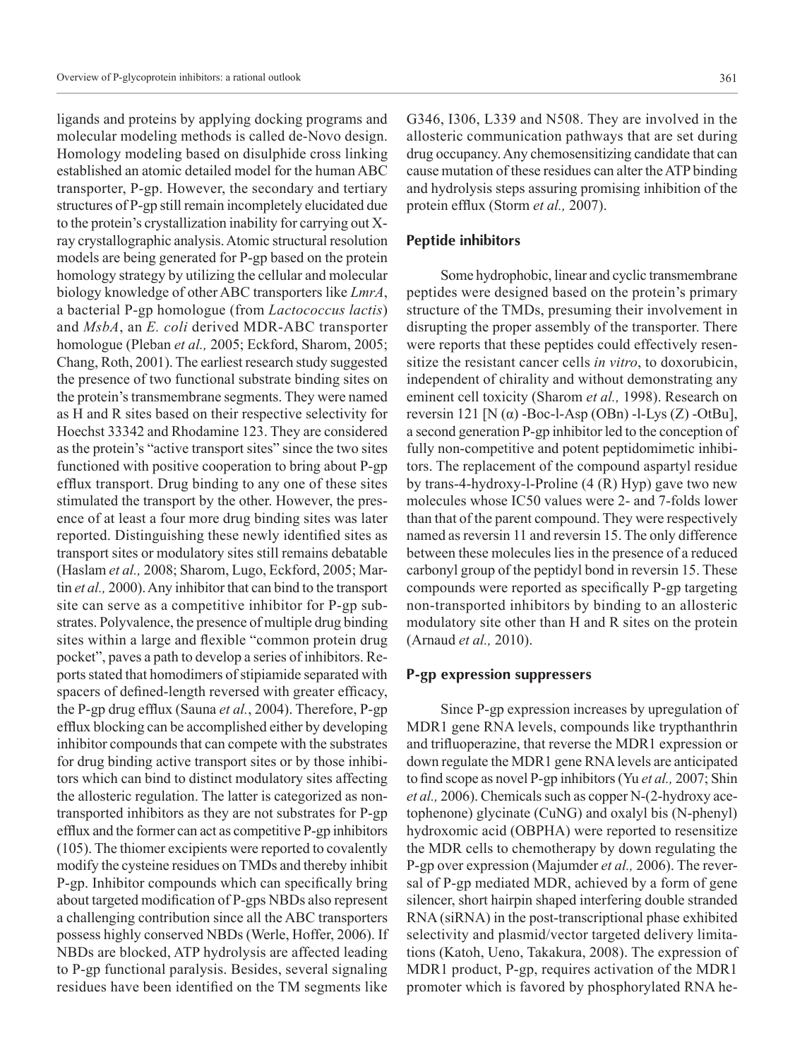ligands and proteins by applying docking programs and molecular modeling methods is called de-Novo design. Homology modeling based on disulphide cross linking established an atomic detailed model for the human ABC transporter, P-gp. However, the secondary and tertiary structures of P-gp still remain incompletely elucidated due to the protein's crystallization inability for carrying out X-ray crystallographic analysis. Atomic structural resolution models are being generated for P-gp based on the protein homology strategy by utilizing the cellular and molecular biology knowledge of other ABC transporters like *LmrA*, a bacterial P-gp homologue (from *Lactococcus lactis*) and *MsbA*, an *E. coli* derived MDR-ABC transporter homologue (Pleban *et al.,* 2005; Eckford, Sharom, 2005; Chang, Roth, 2001). The earliest research study suggested the presence of two functional substrate binding sites on the protein's transmembrane segments. They were named as H and R sites based on their respective selectivity for Hoechst 33342 and Rhodamine 123. They are considered as the protein's "active transport sites" since the two sites functioned with positive cooperation to bring about P-gp efflux transport. Drug binding to any one of these sites stimulated the transport by the other. However, the presence of at least a four more drug binding sites was later reported. Distinguishing these newly identified sites as transport sites or modulatory sites still remains debatable (Haslam *et al.,* 2008; Sharom, Lugo, Eckford, 2005; Martin *et al.,* 2000). Any inhibitor that can bind to the transport site can serve as a competitive inhibitor for P-gp substrates. Polyvalence, the presence of multiple drug binding sites within a large and flexible "common protein drug pocket", paves a path to develop a series of inhibitors. Reports stated that homodimers of stipiamide separated with spacers of defined-length reversed with greater efficacy, the P-gp drug efflux (Sauna *et al.*, 2004). Therefore, P-gp efflux blocking can be accomplished either by developing inhibitor compounds that can compete with the substrates for drug binding active transport sites or by those inhibitors which can bind to distinct modulatory sites affecting the allosteric regulation. The latter is categorized as non-transported inhibitors as they are not substrates for P-gp efflux and the former can act as competitive P-gp inhibitors (105). The thiomer excipients were reported to covalently modify the cysteine residues on TMDs and thereby inhibit P-gp. Inhibitor compounds which can specifically bring about targeted modification of P-gps NBDs also represent a challenging contribution since all the ABC transporters possess highly conserved NBDs (Werle, Hoffer, 2006). If NBDs are blocked, ATP hydrolysis are affected leading to P-gp functional paralysis. Besides, several signaling residues have been identified on the TM segments like G346, I306, L339 and N508. They are involved in the allosteric communication pathways that are set during drug occupancy. Any chemosensitizing candidate that can cause mutation of these residues can alter the ATP binding and hydrolysis steps assuring promising inhibition of the protein efflux (Storm *et al.,* 2007).

## Peptide inhibitors

Some hydrophobic, linear and cyclic transmembrane peptides were designed based on the protein's primary structure of the TMDs, presuming their involvement in disrupting the proper assembly of the transporter. There were reports that these peptides could effectively resensitize the resistant cancer cells *in vitro*, to doxorubicin, independent of chirality and without demonstrating any eminent cell toxicity (Sharom *et al.,* 1998). Research on reversin 121 [N (α) -Boc-l-Asp (OBn) -l-Lys (Z) -OtBu], a second generation P-gp inhibitor led to the conception of fully non-competitive and potent peptidomimetic inhibitors. The replacement of the compound aspartyl residue by trans-4-hydroxy-l-Proline (4 (R) Hyp) gave two new molecules whose IC50 values were 2- and 7-folds lower than that of the parent compound. They were respectively named as reversin 11 and reversin 15. The only difference between these molecules lies in the presence of a reduced carbonyl group of the peptidyl bond in reversin 15. These compounds were reported as specifically P-gp targeting non-transported inhibitors by binding to an allosteric modulatory site other than H and R sites on the protein (Arnaud *et al.,* 2010).

## P-gp expression suppressers

Since P-gp expression increases by upregulation of MDR1 gene RNA levels, compounds like trypthanthrin and trifluoperazine, that reverse the MDR1 expression or down regulate the MDR1 gene RNA levels are anticipated to find scope as novel P-gp inhibitors (Yu *et al.,* 2007; Shin *et al.,* 2006). Chemicals such as copper N-(2-hydroxy acetophenone) glycinate (CuNG) and oxalyl bis (N-phenyl) hydroxomic acid (OBPHA) were reported to resensitize the MDR cells to chemotherapy by down regulating the P-gp over expression (Majumder *et al.,* 2006). The reversal of P-gp mediated MDR, achieved by a form of gene silencer, short hairpin shaped interfering double stranded RNA (siRNA) in the post-transcriptional phase exhibited selectivity and plasmid/vector targeted delivery limitations (Katoh, Ueno, Takakura, 2008). The expression of MDR1 product, P-gp, requires activation of the MDR1 promoter which is favored by phosphorylated RNA he-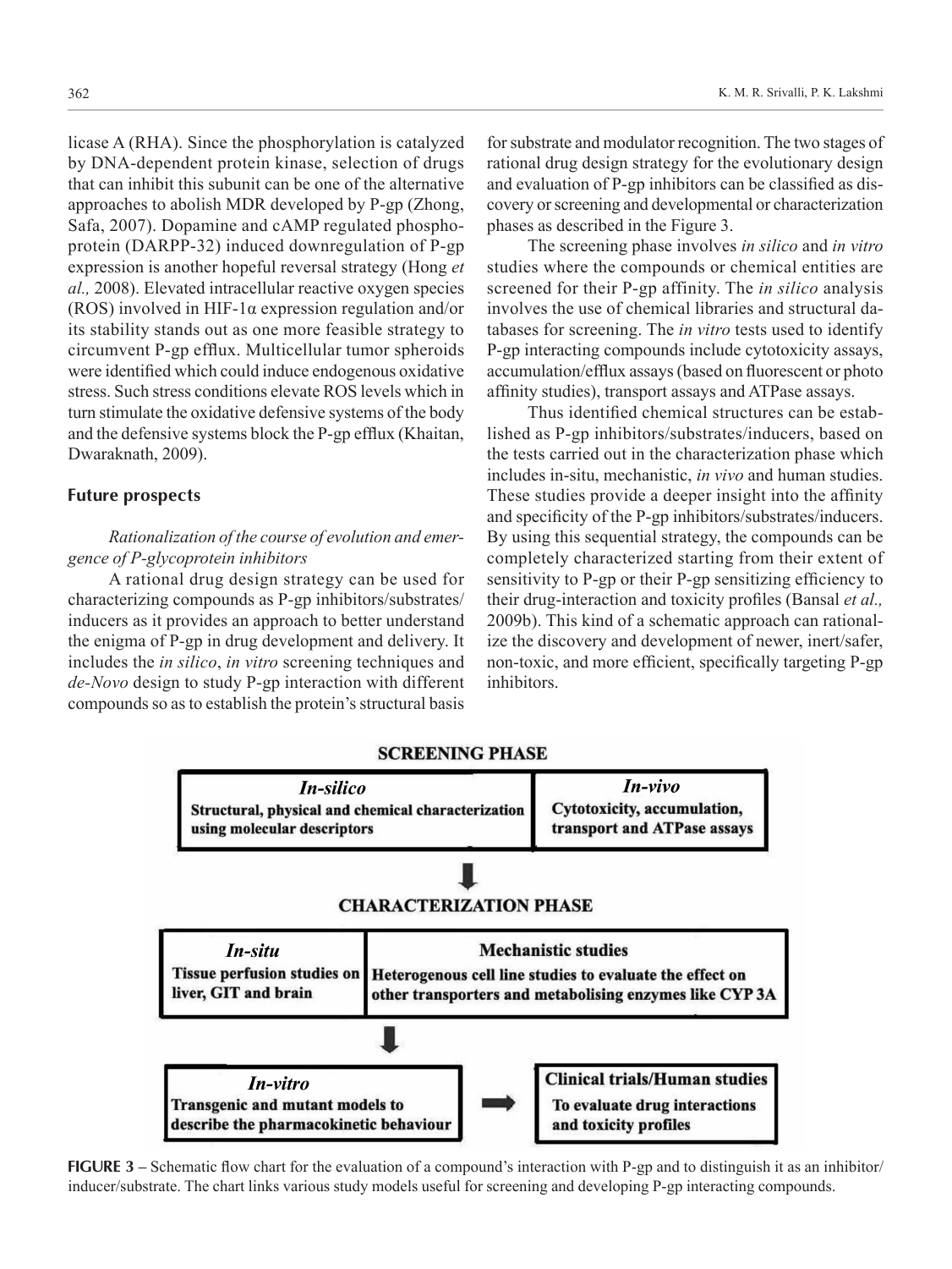licase A (RHA). Since the phosphorylation is catalyzed by DNA-dependent protein kinase, selection of drugs that can inhibit this subunit can be one of the alternative approaches to abolish MDR developed by P-gp (Zhong, Safa, 2007). Dopamine and cAMP regulated phosphoprotein (DARPP-32) induced downregulation of P-gp expression is another hopeful reversal strategy (Hong *et al.,* 2008). Elevated intracellular reactive oxygen species (ROS) involved in HIF-1α expression regulation and/or its stability stands out as one more feasible strategy to circumvent P-gp efflux. Multicellular tumor spheroids were identified which could induce endogenous oxidative stress. Such stress conditions elevate ROS levels which in turn stimulate the oxidative defensive systems of the body and the defensive systems block the P-gp efflux (Khaitan, Dwaraknath, 2009).

## Future prospects

*Rationalization of the course of evolution and emergence of P-glycoprotein inhibitors*

A rational drug design strategy can be used for characterizing compounds as P-gp inhibitors/substrates/inducers as it provides an approach to better understand the enigma of P-gp in drug development and delivery. It includes the *in silico*, *in vitro* screening techniques and *de-Novo* design to study P-gp interaction with different compounds so as to establish the protein's structural basis for substrate and modulator recognition. The two stages of rational drug design strategy for the evolutionary design and evaluation of P-gp inhibitors can be classified as discovery or screening and developmental or characterization phases as described in the Figure 3.

The screening phase involves *in silico* and *in vitro* studies where the compounds or chemical entities are screened for their P-gp affinity. The *in silico* analysis involves the use of chemical libraries and structural databases for screening. The *in vitro* tests used to identify P-gp interacting compounds include cytotoxicity assays, accumulation/efflux assays (based on fluorescent or photo affinity studies), transport assays and ATPase assays.

Thus identified chemical structures can be established as P-gp inhibitors/substrates/inducers, based on the tests carried out in the characterization phase which includes in-situ, mechanistic, *in vivo* and human studies. These studies provide a deeper insight into the affinity and specificity of the P-gp inhibitors/substrates/inducers. By using this sequential strategy, the compounds can be completely characterized starting from their extent of sensitivity to P-gp or their P-gp sensitizing efficiency to their drug-interaction and toxicity profiles (Bansal *et al.,* 2009b). This kind of a schematic approach can rationalize the discovery and development of newer, inert/safer, non-toxic, and more efficient, specifically targeting P-gp inhibitors.

**SCREENING PHASE**

***In-silico***
**Structural, physical and chemical characterization using molecular descriptors**

***In-vivo***
**Cytotoxicity, accumulation, transport and ATPase assays**

**CHARACTERIZATION PHASE**

***In-situ***
**Tissue perfusion studies on liver, GIT and brain**

**Mechanistic studies**
**Heterogenous cell line studies to evaluate the effect on other transporters and metabolising enzymes like CYP 3A**

***In-vitro***
**Transgenic and mutant models to describe the pharmacokinetic behaviour**

**Clinical trials/Human studies**
**To evaluate drug interactions and toxicity profiles**

**FIGURE 3 –** Schematic flow chart for the evaluation of a compound's interaction with P-gp and to distinguish it as an inhibitor/inducer/substrate. The chart links various study models useful for screening and developing P-gp interacting compounds.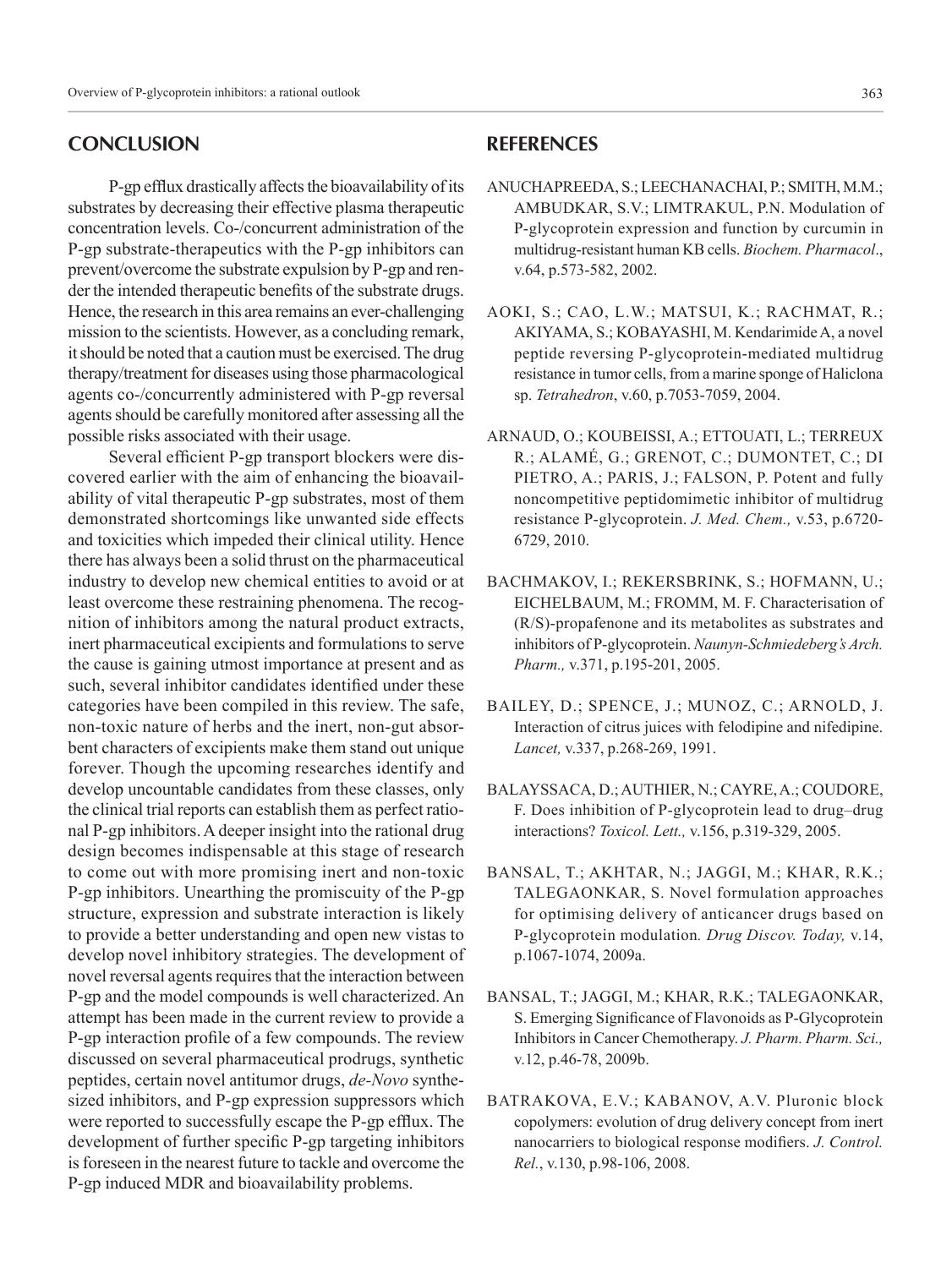## CONCLUSION

P-gp efflux drastically affects the bioavailability of its substrates by decreasing their effective plasma therapeutic concentration levels. Co-/concurrent administration of the P-gp substrate-therapeutics with the P-gp inhibitors can prevent/overcome the substrate expulsion by P-gp and render the intended therapeutic benefits of the substrate drugs. Hence, the research in this area remains an ever-challenging mission to the scientists. However, as a concluding remark, it should be noted that a caution must be exercised. The drug therapy/treatment for diseases using those pharmacological agents co-/concurrently administered with P-gp reversal agents should be carefully monitored after assessing all the possible risks associated with their usage.

Several efficient P-gp transport blockers were discovered earlier with the aim of enhancing the bioavailability of vital therapeutic P-gp substrates, most of them demonstrated shortcomings like unwanted side effects and toxicities which impeded their clinical utility. Hence there has always been a solid thrust on the pharmaceutical industry to develop new chemical entities to avoid or at least overcome these restraining phenomena. The recognition of inhibitors among the natural product extracts, inert pharmaceutical excipients and formulations to serve the cause is gaining utmost importance at present and as such, several inhibitor candidates identified under these categories have been compiled in this review. The safe, non-toxic nature of herbs and the inert, non-gut absorbent characters of excipients make them stand out unique forever. Though the upcoming researches identify and develop uncountable candidates from these classes, only the clinical trial reports can establish them as perfect rational P-gp inhibitors. A deeper insight into the rational drug design becomes indispensable at this stage of research to come out with more promising inert and non-toxic P-gp inhibitors. Unearthing the promiscuity of the P-gp structure, expression and substrate interaction is likely to provide a better understanding and open new vistas to develop novel inhibitory strategies. The development of novel reversal agents requires that the interaction between P-gp and the model compounds is well characterized. An attempt has been made in the current review to provide a P-gp interaction profile of a few compounds. The review discussed on several pharmaceutical prodrugs, synthetic peptides, certain novel antitumor drugs, *de-Novo* synthesized inhibitors, and P-gp expression suppressors which were reported to successfully escape the P-gp efflux. The development of further specific P-gp targeting inhibitors is foreseen in the nearest future to tackle and overcome the P-gp induced MDR and bioavailability problems.

## REFERENCES

ANUCHAPREEDA, S.; LEECHANACHAI, P.; SMITH, M.M.; AMBUDKAR, S.V.; LIMTRAKUL, P.N. Modulation of P-glycoprotein expression and function by curcumin in multidrug-resistant human KB cells. *Biochem. Pharmacol*., v.64, p.573-582, 2002.

AOKI, S.; CAO, L.W.; MATSUI, K.; RACHMAT, R.; AKIYAMA, S.; KOBAYASHI, M. Kendarimide A, a novel peptide reversing P-glycoprotein-mediated multidrug resistance in tumor cells, from a marine sponge of Haliclona sp. *Tetrahedron*, v.60, p.7053-7059, 2004.

ARNAUD, O.; KOUBEISSI, A.; ETTOUATI, L.; TERREUX R.; ALAMÉ, G.; GRENOT, C.; DUMONTET, C.; DI PIETRO, A.; PARIS, J.; FALSON, P. Potent and fully noncompetitive peptidomimetic inhibitor of multidrug resistance P-glycoprotein. *J. Med. Chem.,* v.53, p.6720-6729, 2010.

BACHMAKOV, I.; REKERSBRINK, S.; HOFMANN, U.; EICHELBAUM, M.; FROMM, M. F. Characterisation of (R/S)-propafenone and its metabolites as substrates and inhibitors of P-glycoprotein. *Naunyn-Schmiedeberg's Arch. Pharm.,* v.371, p.195-201, 2005.

BAILEY, D.; SPENCE, J.; MUNOZ, C.; ARNOLD, J. Interaction of citrus juices with felodipine and nifedipine. *Lancet,* v.337, p.268-269, 1991.

BALAYSSACA, D.; AUTHIER, N.; CAYRE, A.; COUDORE, F. Does inhibition of P-glycoprotein lead to drug–drug interactions? *Toxicol. Lett.,* v.156, p.319-329, 2005.

BANSAL, T.; AKHTAR, N.; JAGGI, M.; KHAR, R.K.; TALEGAONKAR, S. Novel formulation approaches for optimising delivery of anticancer drugs based on P-glycoprotein modulation*. Drug Discov. Today,* v.14, p.1067-1074, 2009a.

BANSAL, T.; JAGGI, M.; KHAR, R.K.; TALEGAONKAR, S. Emerging Significance of Flavonoids as P-Glycoprotein Inhibitors in Cancer Chemotherapy. *J. Pharm. Pharm. Sci.,* v.12, p.46-78, 2009b.

BATRAKOVA, E.V.; KABANOV, A.V. Pluronic block copolymers: evolution of drug delivery concept from inert nanocarriers to biological response modifiers. *J. Control. Rel.*, v.130, p.98-106, 2008.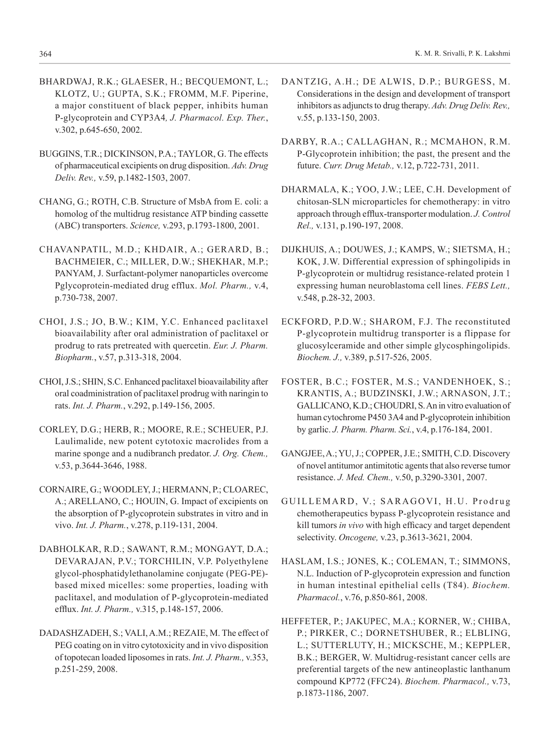BHARDWAJ, R.K.; GLAESER, H.; BECQUEMONT, L.; KLOTZ, U.; GUPTA, S.K.; FROMM, M.F. Piperine, a major constituent of black pepper, inhibits human P-glycoprotein and CYP3A4*, J. Pharmacol. Exp. Ther.*, v.302, p.645-650, 2002.

BUGGINS, T.R.; DICKINSON, P.A.; TAYLOR, G. The effects of pharmaceutical excipients on drug disposition. *Adv. Drug Deliv. Rev.,* v.59, p.1482-1503, 2007.

CHANG, G.; ROTH, C.B. Structure of MsbA from E. coli: a homolog of the multidrug resistance ATP binding cassette (ABC) transporters. *Science,* v.293, p.1793-1800, 2001.

CHAVANPATIL, M.D.; KHDAIR, A.; GERARD, B.; BACHMEIER, C.; MILLER, D.W.; SHEKHAR, M.P.; PANYAM, J. Surfactant-polymer nanoparticles overcome Pglycoprotein-mediated drug efflux. *Mol. Pharm.,* v.4, p.730-738, 2007.

CHOI, J.S.; JO, B.W.; KIM, Y.C. Enhanced paclitaxel bioavailability after oral administration of paclitaxel or prodrug to rats pretreated with quercetin. *Eur. J. Pharm. Biopharm.*, v.57, p.313-318, 2004.

CHOI, J.S.; SHIN, S.C. Enhanced paclitaxel bioavailability after oral coadministration of paclitaxel prodrug with naringin to rats. *Int. J. Pharm.*, v.292, p.149-156, 2005.

CORLEY, D.G.; HERB, R.; MOORE, R.E.; SCHEUER, P.J. Laulimalide, new potent cytotoxic macrolides from a marine sponge and a nudibranch predator. *J. Org. Chem.,* v.53, p.3644-3646, 1988.

CORNAIRE, G.; WOODLEY, J.; HERMANN, P.; CLOAREC, A.; ARELLANO, C.; HOUIN, G. Impact of excipients on the absorption of P-glycoprotein substrates in vitro and in vivo. *Int. J. Pharm.*, v.278, p.119-131, 2004.

DABHOLKAR, R.D.; SAWANT, R.M.; MONGAYT, D.A.; DEVARAJAN, P.V.; TORCHILIN, V.P. Polyethylene glycol-phosphatidylethanolamine conjugate (PEG-PE)-based mixed micelles: some properties, loading with paclitaxel, and modulation of P-glycoprotein-mediated efflux. *Int. J. Pharm.,* v.315, p.148-157, 2006.

DADASHZADEH, S.; VALI, A.M.; REZAIE, M. The effect of PEG coating on in vitro cytotoxicity and in vivo disposition of topotecan loaded liposomes in rats. *Int. J. Pharm.,* v.353, p.251-259, 2008.

DANTZIG, A.H.; DE ALWIS, D.P.; BURGESS, M. Considerations in the design and development of transport inhibitors as adjuncts to drug therapy. *Adv. Drug Deliv. Rev.,* v.55, p.133-150, 2003.

DARBY, R.A.; CALLAGHAN, R.; MCMAHON, R.M. P-Glycoprotein inhibition; the past, the present and the future. *Curr. Drug Metab.,* v.12, p.722-731, 2011.

DHARMALA, K.; YOO, J.W.; LEE, C.H. Development of chitosan-SLN microparticles for chemotherapy: in vitro approach through efflux-transporter modulation. *J. Control Rel.,* v.131, p.190-197, 2008.

DIJKHUIS, A.; DOUWES, J.; KAMPS, W.; SIETSMA, H.; KOK, J.W. Differential expression of sphingolipids in P-glycoprotein or multidrug resistance-related protein 1 expressing human neuroblastoma cell lines. *FEBS Lett.,* v.548, p.28-32, 2003.

ECKFORD, P.D.W.; SHAROM, F.J. The reconstituted P-glycoprotein multidrug transporter is a flippase for glucosylceramide and other simple glycosphingolipids. *Biochem. J.,* v.389, p.517-526, 2005.

FOSTER, B.C.; FOSTER, M.S.; VANDENHOEK, S.; KRANTIS, A.; BUDZINSKI, J.W.; ARNASON, J.T.; GALLICANO, K.D.; CHOUDRI, S. An in vitro evaluation of human cytochrome P450 3A4 and P-glycoprotein inhibition by garlic. *J. Pharm. Pharm. Sci.*, v.4, p.176-184, 2001.

GANGJEE, A.; YU, J.; COPPER, J.E.; SMITH, C.D. Discovery of novel antitumor antimitotic agents that also reverse tumor resistance. *J. Med. Chem.,* v.50, p.3290-3301, 2007.

GUILLEMARD, V.; SARAGOVI, H.U. Prodrug chemotherapeutics bypass P-glycoprotein resistance and kill tumors *in vivo* with high efficacy and target dependent selectivity. *Oncogene,* v.23, p.3613-3621, 2004.

HASLAM, I.S.; JONES, K.; COLEMAN, T.; SIMMONS, N.L. Induction of P-glycoprotein expression and function in human intestinal epithelial cells (T84). *Biochem. Pharmacol.*, v.76, p.850-861, 2008.

HEFFETER, P.; JAKUPEC, M.A.; KORNER, W.; CHIBA, P.; PIRKER, C.; DORNETSHUBER, R.; ELBLING, L.; SUTTERLUTY, H.; MICKSCHE, M.; KEPPLER, B.K.; BERGER, W. Multidrug-resistant cancer cells are preferential targets of the new antineoplastic lanthanum compound KP772 (FFC24). *Biochem. Pharmacol.,* v.73, p.1873-1186, 2007.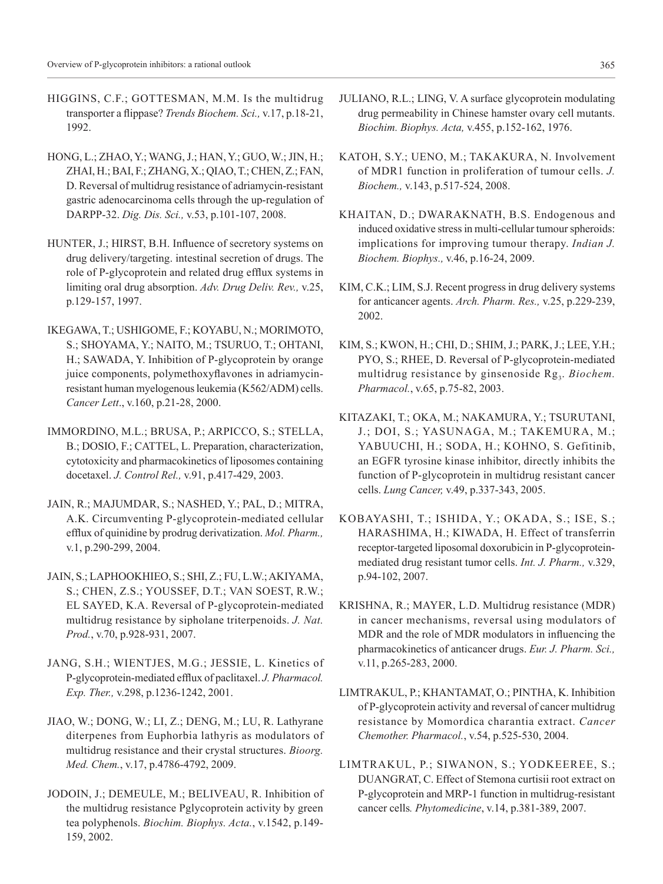HIGGINS, C.F.; GOTTESMAN, M.M. Is the multidrug transporter a flippase? *Trends Biochem. Sci.,* v.17, p.18-21, 1992.

HONG, L.; ZHAO, Y.; WANG, J.; HAN, Y.; GUO, W.; JIN, H.; ZHAI, H.; BAI, F.; ZHANG, X.; QIAO, T.; CHEN, Z.; FAN, D. Reversal of multidrug resistance of adriamycin-resistant gastric adenocarcinoma cells through the up-regulation of DARPP-32. *Dig. Dis. Sci.,* v.53, p.101-107, 2008.

HUNTER, J.; HIRST, B.H. Influence of secretory systems on drug delivery/targeting. intestinal secretion of drugs. The role of P-glycoprotein and related drug efflux systems in limiting oral drug absorption. *Adv. Drug Deliv. Rev.,* v.25, p.129-157, 1997.

IKEGAWA, T.; USHIGOME, F.; KOYABU, N.; MORIMOTO, S.; SHOYAMA, Y.; NAITO, M.; TSURUO, T.; OHTANI, H.; SAWADA, Y. Inhibition of P-glycoprotein by orange juice components, polymethoxyflavones in adriamycin-resistant human myelogenous leukemia (K562/ADM) cells. *Cancer Lett*., v.160, p.21-28, 2000.

IMMORDINO, M.L.; BRUSA, P.; ARPICCO, S.; STELLA, B.; DOSIO, F.; CATTEL, L. Preparation, characterization, cytotoxicity and pharmacokinetics of liposomes containing docetaxel. *J. Control Rel.,* v.91, p.417-429, 2003.

JAIN, R.; MAJUMDAR, S.; NASHED, Y.; PAL, D.; MITRA, A.K. Circumventing P-glycoprotein-mediated cellular efflux of quinidine by prodrug derivatization. *Mol. Pharm.,* v.1, p.290-299, 2004.

JAIN, S.; LAPHOOKHIEO, S.; SHI, Z.; FU, L.W.; AKIYAMA, S.; CHEN, Z.S.; YOUSSEF, D.T.; VAN SOEST, R.W.; EL SAYED, K.A. Reversal of P-glycoprotein-mediated multidrug resistance by sipholane triterpenoids. *J. Nat. Prod.*, v.70, p.928-931, 2007.

JANG, S.H.; WIENTJES, M.G.; JESSIE, L. Kinetics of P-glycoprotein-mediated efflux of paclitaxel. *J. Pharmacol. Exp. Ther.,* v.298, p.1236-1242, 2001.

JIAO, W.; DONG, W.; LI, Z.; DENG, M.; LU, R. Lathyrane diterpenes from Euphorbia lathyris as modulators of multidrug resistance and their crystal structures. *Bioorg. Med. Chem.*, v.17, p.4786-4792, 2009.

JODOIN, J.; DEMEULE, M.; BELIVEAU, R. Inhibition of the multidrug resistance Pglycoprotein activity by green tea polyphenols. *Biochim. Biophys. Acta.*, v.1542, p.149-159, 2002.

JULIANO, R.L.; LING, V. A surface glycoprotein modulating drug permeability in Chinese hamster ovary cell mutants. *Biochim. Biophys. Acta,* v.455, p.152-162, 1976.

KATOH, S.Y.; UENO, M.; TAKAKURA, N. Involvement of MDR1 function in proliferation of tumour cells. *J. Biochem.,* v.143, p.517-524, 2008.

KHAITAN, D.; DWARAKNATH, B.S. Endogenous and induced oxidative stress in multi-cellular tumour spheroids: implications for improving tumour therapy. *Indian J. Biochem. Biophys.,* v.46, p.16-24, 2009.

KIM, C.K.; LIM, S.J. Recent progress in drug delivery systems for anticancer agents. *Arch. Pharm. Res.,* v.25, p.229-239, 2002.

KIM, S.; KWON, H.; CHI, D.; SHIM, J.; PARK, J.; LEE, Y.H.; PYO, S.; RHEE, D. Reversal of P-glycoprotein-mediated multidrug resistance by ginsenoside $Rg_3$. *Biochem. Pharmacol.*, v.65, p.75-82, 2003.

KITAZAKI, T.; OKA, M.; NAKAMURA, Y.; TSURUTANI, J.; DOI, S.; YASUNAGA, M.; TAKEMURA, M.; YABUUCHI, H.; SODA, H.; KOHNO, S. Gefitinib, an EGFR tyrosine kinase inhibitor, directly inhibits the function of P-glycoprotein in multidrug resistant cancer cells. *Lung Cancer,* v.49, p.337-343, 2005.

KOBAYASHI, T.; ISHIDA, Y.; OKADA, S.; ISE, S.; HARASHIMA, H.; KIWADA, H. Effect of transferrin receptor-targeted liposomal doxorubicin in P-glycoprotein-mediated drug resistant tumor cells. *Int. J. Pharm.,* v.329, p.94-102, 2007.

KRISHNA, R.; MAYER, L.D. Multidrug resistance (MDR) in cancer mechanisms, reversal using modulators of MDR and the role of MDR modulators in influencing the pharmacokinetics of anticancer drugs. *Eur. J. Pharm. Sci.,* v.11, p.265-283, 2000.

LIMTRAKUL, P.; KHANTAMAT, O.; PINTHA, K. Inhibition of P-glycoprotein activity and reversal of cancer multidrug resistance by Momordica charantia extract. *Cancer Chemother. Pharmacol.*, v.54, p.525-530, 2004.

LIMTRAKUL, P.; SIWANON, S.; YODKEEREE, S.; DUANGRAT, C. Effect of Stemona curtisii root extract on P-glycoprotein and MRP-1 function in multidrug-resistant cancer cells*. Phytomedicine*, v.14, p.381-389, 2007.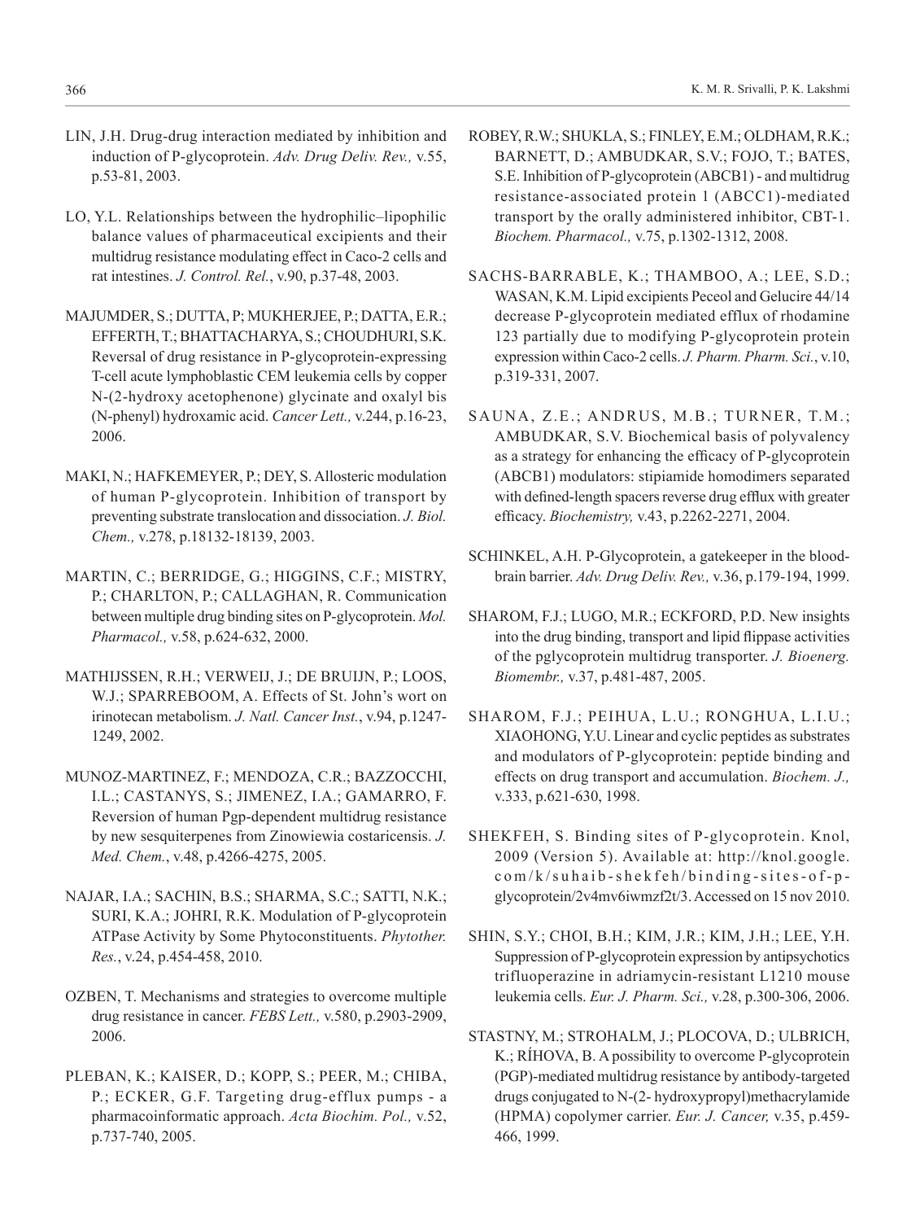LIN, J.H. Drug-drug interaction mediated by inhibition and induction of P-glycoprotein. *Adv. Drug Deliv. Rev.,* v.55, p.53-81, 2003.

LO, Y.L. Relationships between the hydrophilic–lipophilic balance values of pharmaceutical excipients and their multidrug resistance modulating effect in Caco-2 cells and rat intestines. *J. Control. Rel.*, v.90, p.37-48, 2003.

MAJUMDER, S.; DUTTA, P; MUKHERJEE, P.; DATTA, E.R.; EFFERTH, T.; BHATTACHARYA, S.; CHOUDHURI, S.K. Reversal of drug resistance in P-glycoprotein-expressing T-cell acute lymphoblastic CEM leukemia cells by copper N-(2-hydroxy acetophenone) glycinate and oxalyl bis (N-phenyl) hydroxamic acid. *Cancer Lett.,* v.244, p.16-23, 2006.

MAKI, N.; HAFKEMEYER, P.; DEY, S. Allosteric modulation of human P-glycoprotein. Inhibition of transport by preventing substrate translocation and dissociation. *J. Biol. Chem.,* v.278, p.18132-18139, 2003.

MARTIN, C.; BERRIDGE, G.; HIGGINS, C.F.; MISTRY, P.; CHARLTON, P.; CALLAGHAN, R. Communication between multiple drug binding sites on P-glycoprotein. *Mol. Pharmacol.,* v.58, p.624-632, 2000.

MATHIJSSEN, R.H.; VERWEIJ, J.; DE BRUIJN, P.; LOOS, W.J.; SPARREBOOM, A. Effects of St. John's wort on irinotecan metabolism. *J. Natl. Cancer Inst.*, v.94, p.1247-1249, 2002.

MUNOZ-MARTINEZ, F.; MENDOZA, C.R.; BAZZOCCHI, I.L.; CASTANYS, S.; JIMENEZ, I.A.; GAMARRO, F. Reversion of human Pgp-dependent multidrug resistance by new sesquiterpenes from Zinowiewia costaricensis. *J. Med. Chem.*, v.48, p.4266-4275, 2005.

NAJAR, I.A.; SACHIN, B.S.; SHARMA, S.C.; SATTI, N.K.; SURI, K.A.; JOHRI, R.K. Modulation of P-glycoprotein ATPase Activity by Some Phytoconstituents. *Phytother. Res.*, v.24, p.454-458, 2010.

OZBEN, T. Mechanisms and strategies to overcome multiple drug resistance in cancer. *FEBS Lett.,* v.580, p.2903-2909, 2006.

PLEBAN, K.; KAISER, D.; KOPP, S.; PEER, M.; CHIBA, P.; ECKER, G.F. Targeting drug-efflux pumps - a pharmacoinformatic approach. *Acta Biochim. Pol.,* v.52, p.737-740, 2005.

ROBEY, R.W.; SHUKLA, S.; FINLEY, E.M.; OLDHAM, R.K.; BARNETT, D.; AMBUDKAR, S.V.; FOJO, T.; BATES, S.E. Inhibition of P-glycoprotein (ABCB1) - and multidrug resistance-associated protein 1 (ABCC1)-mediated transport by the orally administered inhibitor, CBT-1. *Biochem. Pharmacol.,* v.75, p.1302-1312, 2008.

SACHS-BARRABLE, K.; THAMBOO, A.; LEE, S.D.; WASAN, K.M. Lipid excipients Peceol and Gelucire 44/14 decrease P-glycoprotein mediated efflux of rhodamine 123 partially due to modifying P-glycoprotein protein expression within Caco-2 cells. *J. Pharm. Pharm. Sci.*, v.10, p.319-331, 2007.

SAUNA, Z.E.; ANDRUS, M.B.; TURNER, T.M.; AMBUDKAR, S.V. Biochemical basis of polyvalency as a strategy for enhancing the efficacy of P-glycoprotein (ABCB1) modulators: stipiamide homodimers separated with defined-length spacers reverse drug efflux with greater efficacy. *Biochemistry,* v.43, p.2262-2271, 2004.

SCHINKEL, A.H. P-Glycoprotein, a gatekeeper in the blood-brain barrier. *Adv. Drug Deliv. Rev.,* v.36, p.179-194, 1999.

SHAROM, F.J.; LUGO, M.R.; ECKFORD, P.D. New insights into the drug binding, transport and lipid flippase activities of the pglycoprotein multidrug transporter. *J. Bioenerg. Biomembr.,* v.37, p.481-487, 2005.

SHAROM, F.J.; PEIHUA, L.U.; RONGHUA, L.I.U.; XIAOHONG, Y.U. Linear and cyclic peptides as substrates and modulators of P-glycoprotein: peptide binding and effects on drug transport and accumulation. *Biochem. J.,* v.333, p.621-630, 1998.

SHEKFEH, S. Binding sites of P-glycoprotein. Knol, 2009 (Version 5). Available at: http://knol.google.com/k/suhaib-shekfeh/binding-sites-of-p-glycoprotein/2v4mv6iwmzf2t/3. Accessed on 15 nov 2010.

SHIN, S.Y.; CHOI, B.H.; KIM, J.R.; KIM, J.H.; LEE, Y.H. Suppression of P-glycoprotein expression by antipsychotics trifluoperazine in adriamycin-resistant L1210 mouse leukemia cells. *Eur. J. Pharm. Sci.,* v.28, p.300-306, 2006.

STASTNY, M.; STROHALM, J.; PLOCOVA, D.; ULBRICH, K.; RÍHOVA, B. A possibility to overcome P-glycoprotein (PGP)-mediated multidrug resistance by antibody-targeted drugs conjugated to N-(2- hydroxypropyl)methacrylamide (HPMA) copolymer carrier. *Eur. J. Cancer,* v.35, p.459-466, 1999.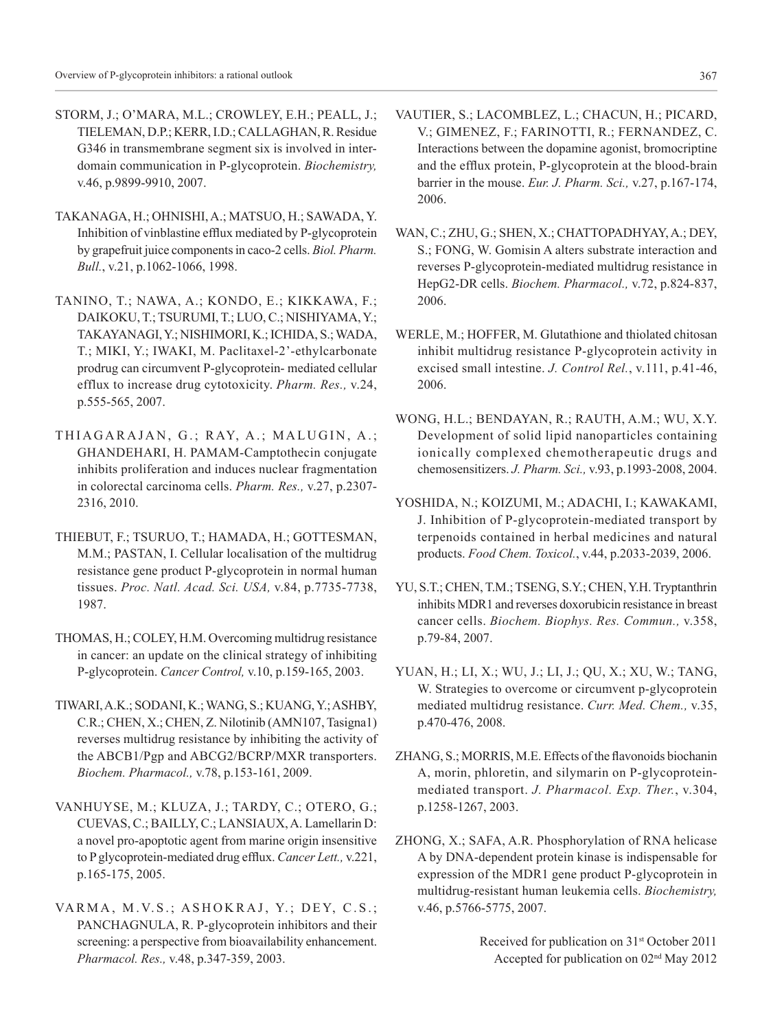STORM, J.; O'MARA, M.L.; CROWLEY, E.H.; PEALL, J.; TIELEMAN, D.P.; KERR, I.D.; CALLAGHAN, R. Residue G346 in transmembrane segment six is involved in inter-domain communication in P-glycoprotein. *Biochemistry,* v.46, p.9899-9910, 2007.

TAKANAGA, H.; OHNISHI, A.; MATSUO, H.; SAWADA, Y. Inhibition of vinblastine efflux mediated by P-glycoprotein by grapefruit juice components in caco-2 cells. *Biol. Pharm. Bull.*, v.21, p.1062-1066, 1998.

TANINO, T.; NAWA, A.; KONDO, E.; KIKKAWA, F.; DAIKOKU, T.; TSURUMI, T.; LUO, C.; NISHIYAMA, Y.; TAKAYANAGI, Y.; NISHIMORI, K.; ICHIDA, S.; WADA, T.; MIKI, Y.; IWAKI, M. Paclitaxel-2'-ethylcarbonate prodrug can circumvent P-glycoprotein- mediated cellular efflux to increase drug cytotoxicity. *Pharm. Res.,* v.24, p.555-565, 2007.

THIAGARAJAN, G.; RAY, A.; MALUGIN, A.; GHANDEHARI, H. PAMAM-Camptothecin conjugate inhibits proliferation and induces nuclear fragmentation in colorectal carcinoma cells. *Pharm. Res.,* v.27, p.2307-2316, 2010.

THIEBUT, F.; TSURUO, T.; HAMADA, H.; GOTTESMAN, M.M.; PASTAN, I. Cellular localisation of the multidrug resistance gene product P-glycoprotein in normal human tissues. *Proc. Natl. Acad. Sci. USA,* v.84, p.7735-7738, 1987.

THOMAS, H.; COLEY, H.M. Overcoming multidrug resistance in cancer: an update on the clinical strategy of inhibiting P-glycoprotein. *Cancer Control,* v.10, p.159-165, 2003.

TIWARI, A.K.; SODANI, K.; WANG, S.; KUANG, Y.; ASHBY, C.R.; CHEN, X.; CHEN, Z. Nilotinib (AMN107, Tasigna1) reverses multidrug resistance by inhibiting the activity of the ABCB1/Pgp and ABCG2/BCRP/MXR transporters. *Biochem. Pharmacol.,* v.78, p.153-161, 2009.

VANHUYSE, M.; KLUZA, J.; TARDY, C.; OTERO, G.; CUEVAS, C.; BAILLY, C.; LANSIAUX, A. Lamellarin D: a novel pro-apoptotic agent from marine origin insensitive to P glycoprotein-mediated drug efflux. *Cancer Lett.,* v.221, p.165-175, 2005.

VARMA, M.V.S.; ASHOKRAJ, Y.; DEY, C.S.; PANCHAGNULA, R. P-glycoprotein inhibitors and their screening: a perspective from bioavailability enhancement. *Pharmacol. Res.,* v.48, p.347-359, 2003.

VAUTIER, S.; LACOMBLEZ, L.; CHACUN, H.; PICARD, V.; GIMENEZ, F.; FARINOTTI, R.; FERNANDEZ, C. Interactions between the dopamine agonist, bromocriptine and the efflux protein, P-glycoprotein at the blood-brain barrier in the mouse. *Eur. J. Pharm. Sci.,* v.27, p.167-174, 2006.

WAN, C.; ZHU, G.; SHEN, X.; CHATTOPADHYAY, A.; DEY, S.; FONG, W. Gomisin A alters substrate interaction and reverses P-glycoprotein-mediated multidrug resistance in HepG2-DR cells. *Biochem. Pharmacol.,* v.72, p.824-837, 2006.

WERLE, M.; HOFFER, M. Glutathione and thiolated chitosan inhibit multidrug resistance P-glycoprotein activity in excised small intestine. *J. Control Rel.*, v.111, p.41-46, 2006.

WONG, H.L.; BENDAYAN, R.; RAUTH, A.M.; WU, X.Y. Development of solid lipid nanoparticles containing ionically complexed chemotherapeutic drugs and chemosensitizers. *J. Pharm. Sci.,* v.93, p.1993-2008, 2004.

YOSHIDA, N.; KOIZUMI, M.; ADACHI, I.; KAWAKAMI, J. Inhibition of P-glycoprotein-mediated transport by terpenoids contained in herbal medicines and natural products. *Food Chem. Toxicol.*, v.44, p.2033-2039, 2006.

YU, S.T.; CHEN, T.M.; TSENG, S.Y.; CHEN, Y.H. Tryptanthrin inhibits MDR1 and reverses doxorubicin resistance in breast cancer cells. *Biochem. Biophys. Res. Commun.,* v.358, p.79-84, 2007.

YUAN, H.; LI, X.; WU, J.; LI, J.; QU, X.; XU, W.; TANG, W. Strategies to overcome or circumvent p-glycoprotein mediated multidrug resistance. *Curr. Med. Chem.,* v.35, p.470-476, 2008.

ZHANG, S.; MORRIS, M.E. Effects of the flavonoids biochanin A, morin, phloretin, and silymarin on P-glycoprotein-mediated transport. *J. Pharmacol. Exp. Ther.*, v.304, p.1258-1267, 2003.

ZHONG, X.; SAFA, A.R. Phosphorylation of RNA helicase A by DNA-dependent protein kinase is indispensable for expression of the MDR1 gene product P-glycoprotein in multidrug-resistant human leukemia cells. *Biochemistry,* v.46, p.5766-5775, 2007.

Received for publication on 31st October 2011
Accepted for publication on 02nd May 2012